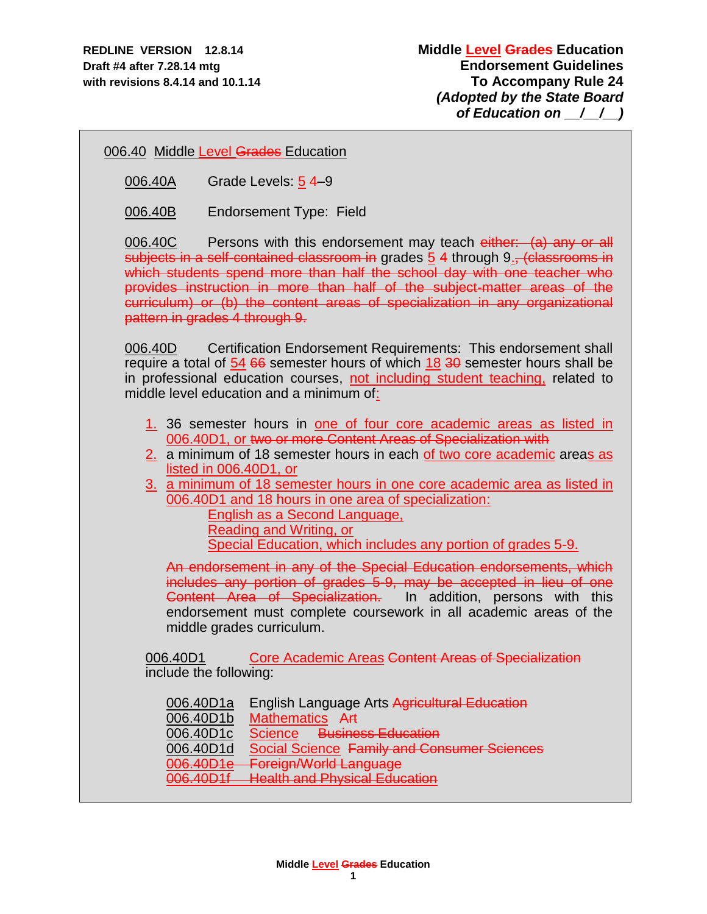**REDLINE VERSION 12.8.14**
**Draft #4 after 7.28.14 mtg**
**with revisions 8.4.14 and 10.1.14**

**Middle Level ~~Grades~~ Education**
**Endorsement Guidelines**
**To Accompany Rule 24**
***(Adopted by the State Board of Education on __/__/__)***

006.40 Middle Level ~~Grades~~ Education

006.40A Grade Levels: 5 ~~4~~–9

006.40B Endorsement Type: Field

006.40C Persons with this endorsement may teach ~~either: (a) any or all subjects in a self-contained classroom in~~ grades 5 ~~4~~ through 9.~~, (classrooms in which students spend more than half the school day with one teacher who provides instruction in more than half of the subject-matter areas of the curriculum) or (b) the content areas of specialization in any organizational pattern in grades 4 through 9.~~

006.40D Certification Endorsement Requirements: This endorsement shall require a total of 54 ~~66~~ semester hours of which 18 ~~30~~ semester hours shall be in professional education courses, not including student teaching, related to middle level education and a minimum of:

1. 36 semester hours in one of four core academic areas as listed in 006.40D1, or ~~two or more Content Areas of Specialization with~~
2. a minimum of 18 semester hours in each of two core academic areas as listed in 006.40D1, or
3. a minimum of 18 semester hours in one core academic area as listed in 006.40D1 and 18 hours in one area of specialization:
   - English as a Second Language,
   - Reading and Writing, or
   - Special Education, which includes any portion of grades 5-9.

~~An endorsement in any of the Special Education endorsements, which includes any portion of grades 5-9, may be accepted in lieu of one Content Area of Specialization.~~ In addition, persons with this endorsement must complete coursework in all academic areas of the middle grades curriculum.

006.40D1 Core Academic Areas ~~Content Areas of Specialization~~ include the following:

- 006.40D1a English Language Arts ~~Agricultural Education~~
- 006.40D1b Mathematics ~~Art~~
- 006.40D1c Science ~~Business Education~~
- 006.40D1d Social Science ~~Family and Consumer Sciences~~
- ~~006.40D1e Foreign/World Language~~
- ~~006.40D1f Health and Physical Education~~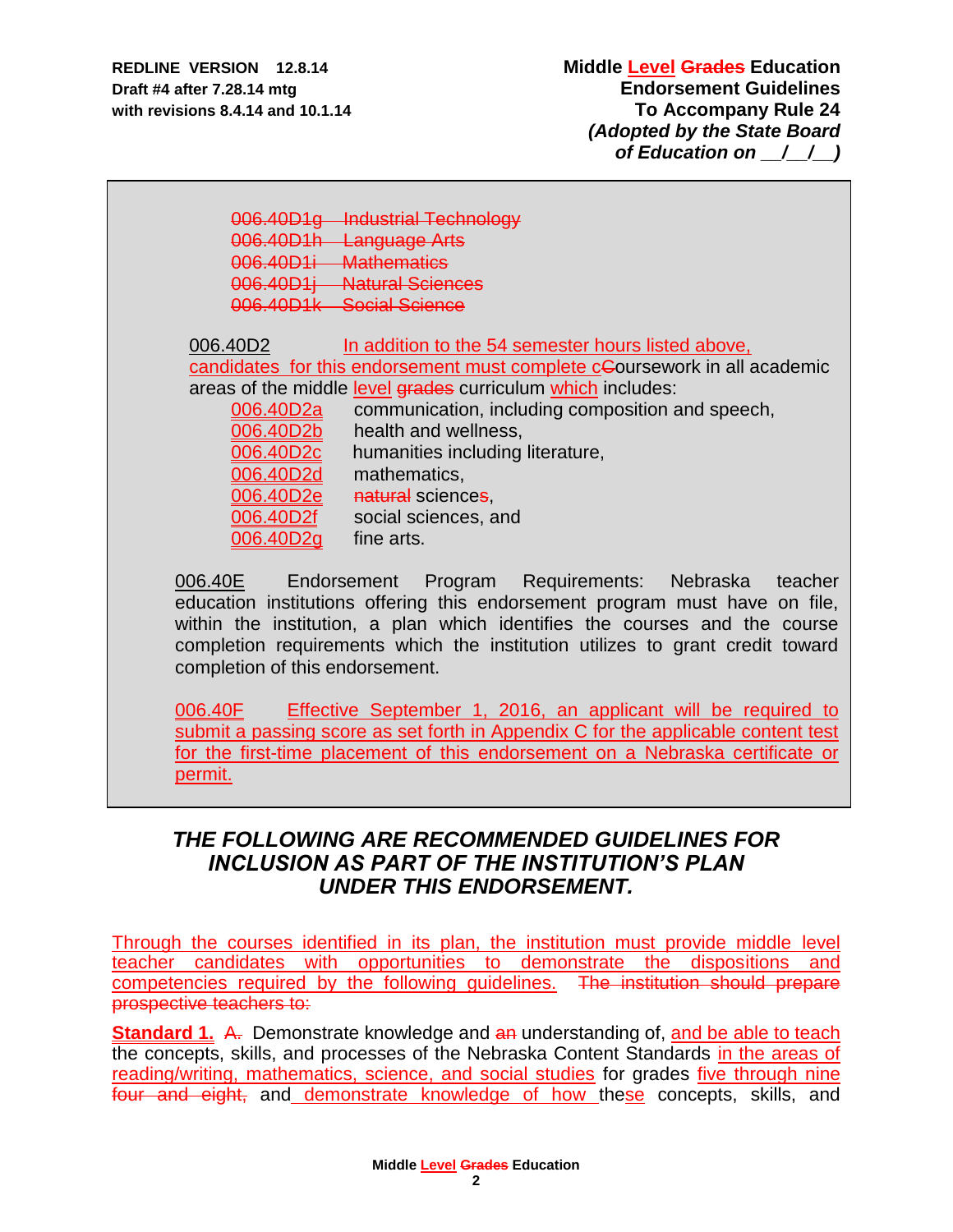REDLINE VERSION 12.8.14
Draft #4 after 7.28.14 mtg
with revisions 8.4.14 and 10.1.14

**Middle Level ~~Grades~~ Education**
**Endorsement Guidelines**
**To Accompany Rule 24**
***(Adopted by the State Board of Education on __/__/__)***

~~006.40D1g Industrial Technology~~
~~006.40D1h Language Arts~~
~~006.40D1i Mathematics~~
~~006.40D1j Natural Sciences~~
~~006.40D1k Social Science~~

006.40D2 In addition to the 54 semester hours listed above, candidates for this endorsement must complete c~~C~~oursework in all academic areas of the middle level ~~grades~~ curriculum which includes:

- 006.40D2a communication, including composition and speech,
- 006.40D2b health and wellness,
- 006.40D2c humanities including literature,
- 006.40D2d mathematics,
- 006.40D2e ~~natural~~ sciences,
- 006.40D2f social sciences, and
- 006.40D2g fine arts.

006.40E Endorsement Program Requirements: Nebraska teacher education institutions offering this endorsement program must have on file, within the institution, a plan which identifies the courses and the course completion requirements which the institution utilizes to grant credit toward completion of this endorsement.

006.40F Effective September 1, 2016, an applicant will be required to submit a passing score as set forth in Appendix C for the applicable content test for the first-time placement of this endorsement on a Nebraska certificate or permit.

## *THE FOLLOWING ARE RECOMMENDED GUIDELINES FOR INCLUSION AS PART OF THE INSTITUTION'S PLAN UNDER THIS ENDORSEMENT.*

Through the courses identified in its plan, the institution must provide middle level teacher candidates with opportunities to demonstrate the dispositions and competencies required by the following guidelines. ~~The institution should prepare prospective teachers to:~~

**Standard 1.** ~~A.~~ Demonstrate knowledge and ~~an~~ understanding of, and be able to teach the concepts, skills, and processes of the Nebraska Content Standards in the areas of reading/writing, mathematics, science, and social studies for grades five through nine ~~four and eight,~~ and demonstrate knowledge of how these concepts, skills, and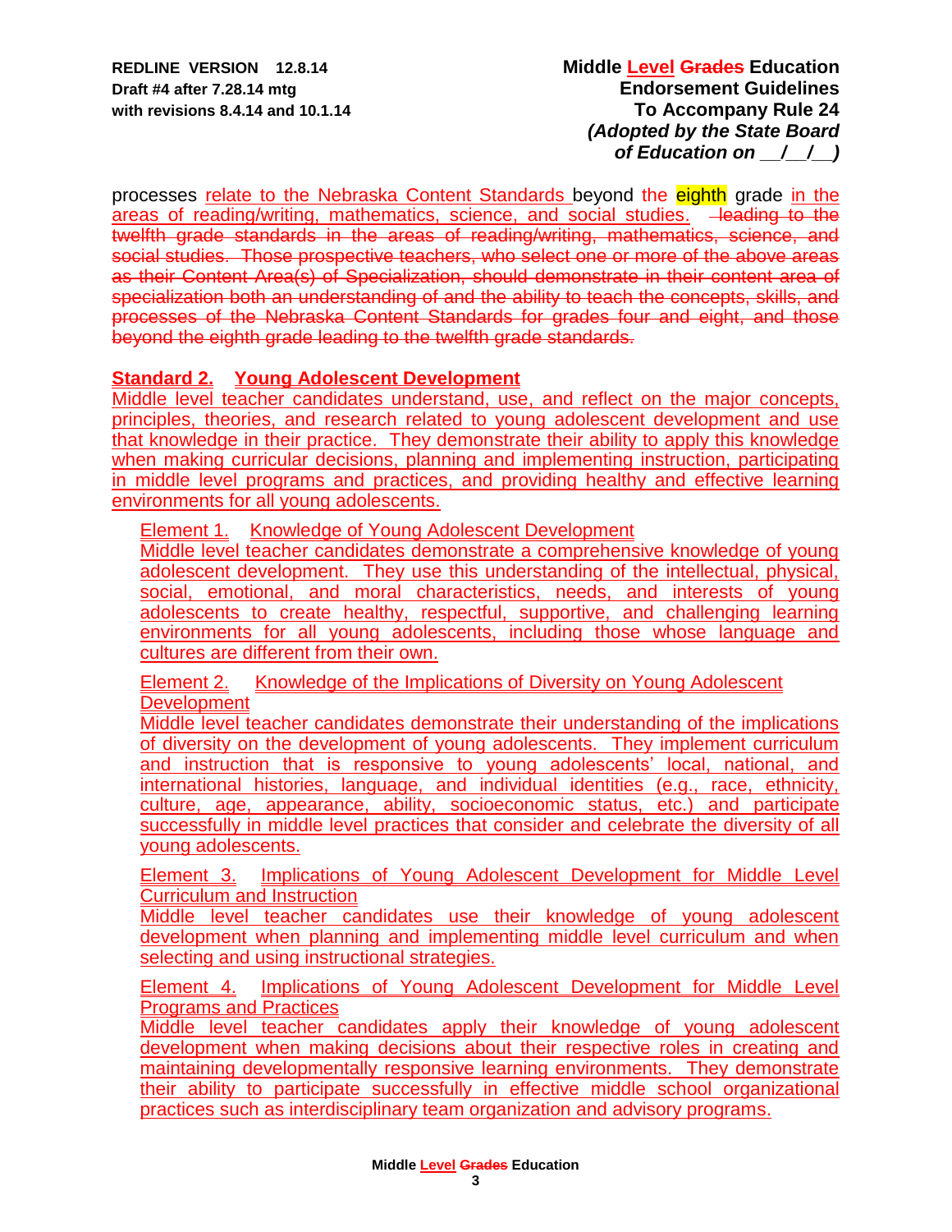processes relate to the Nebraska Content Standards beyond the eighth grade in the areas of reading/writing, mathematics, science, and social studies. ~~leading to the twelfth grade standards in the areas of reading/writing, mathematics, science, and social studies. Those prospective teachers, who select one or more of the above areas as their Content Area(s) of Specialization, should demonstrate in their content area of specialization both an understanding of and the ability to teach the concepts, skills, and processes of the Nebraska Content Standards for grades four and eight, and those beyond the eighth grade leading to the twelfth grade standards.~~

## Standard 2. Young Adolescent Development

Middle level teacher candidates understand, use, and reflect on the major concepts, principles, theories, and research related to young adolescent development and use that knowledge in their practice. They demonstrate their ability to apply this knowledge when making curricular decisions, planning and implementing instruction, participating in middle level programs and practices, and providing healthy and effective learning environments for all young adolescents.

Element 1. Knowledge of Young Adolescent Development

Middle level teacher candidates demonstrate a comprehensive knowledge of young adolescent development. They use this understanding of the intellectual, physical, social, emotional, and moral characteristics, needs, and interests of young adolescents to create healthy, respectful, supportive, and challenging learning environments for all young adolescents, including those whose language and cultures are different from their own.

Element 2. Knowledge of the Implications of Diversity on Young Adolescent Development

Middle level teacher candidates demonstrate their understanding of the implications of diversity on the development of young adolescents. They implement curriculum and instruction that is responsive to young adolescents' local, national, and international histories, language, and individual identities (e.g., race, ethnicity, culture, age, appearance, ability, socioeconomic status, etc.) and participate successfully in middle level practices that consider and celebrate the diversity of all young adolescents.

Element 3. Implications of Young Adolescent Development for Middle Level Curriculum and Instruction

Middle level teacher candidates use their knowledge of young adolescent development when planning and implementing middle level curriculum and when selecting and using instructional strategies.

Element 4. Implications of Young Adolescent Development for Middle Level Programs and Practices

Middle level teacher candidates apply their knowledge of young adolescent development when making decisions about their respective roles in creating and maintaining developmentally responsive learning environments. They demonstrate their ability to participate successfully in effective middle school organizational practices such as interdisciplinary team organization and advisory programs.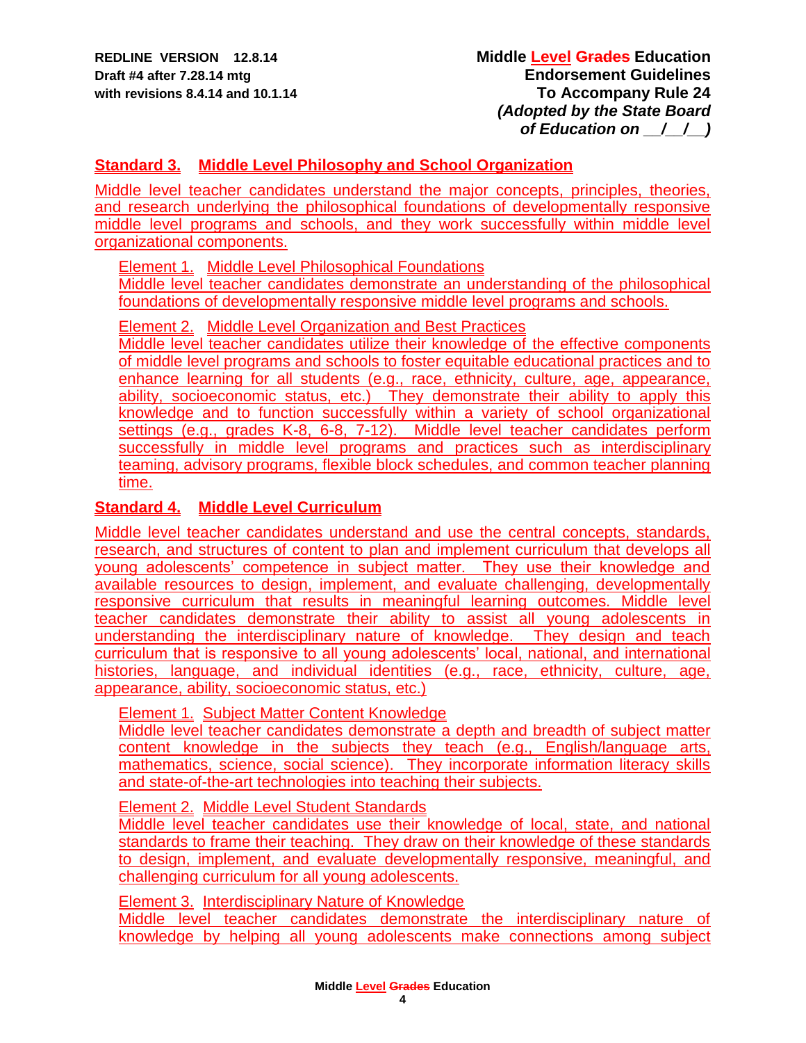## Standard 3. Middle Level Philosophy and School Organization

Middle level teacher candidates understand the major concepts, principles, theories, and research underlying the philosophical foundations of developmentally responsive middle level programs and schools, and they work successfully within middle level organizational components.

Element 1. Middle Level Philosophical Foundations
Middle level teacher candidates demonstrate an understanding of the philosophical foundations of developmentally responsive middle level programs and schools.

Element 2. Middle Level Organization and Best Practices
Middle level teacher candidates utilize their knowledge of the effective components of middle level programs and schools to foster equitable educational practices and to enhance learning for all students (e.g., race, ethnicity, culture, age, appearance, ability, socioeconomic status, etc.) They demonstrate their ability to apply this knowledge and to function successfully within a variety of school organizational settings (e.g., grades K-8, 6-8, 7-12). Middle level teacher candidates perform successfully in middle level programs and practices such as interdisciplinary teaming, advisory programs, flexible block schedules, and common teacher planning time.

## Standard 4. Middle Level Curriculum

Middle level teacher candidates understand and use the central concepts, standards, research, and structures of content to plan and implement curriculum that develops all young adolescents' competence in subject matter. They use their knowledge and available resources to design, implement, and evaluate challenging, developmentally responsive curriculum that results in meaningful learning outcomes. Middle level teacher candidates demonstrate their ability to assist all young adolescents in understanding the interdisciplinary nature of knowledge. They design and teach curriculum that is responsive to all young adolescents' local, national, and international histories, language, and individual identities (e.g., race, ethnicity, culture, age, appearance, ability, socioeconomic status, etc.)

Element 1. Subject Matter Content Knowledge
Middle level teacher candidates demonstrate a depth and breadth of subject matter content knowledge in the subjects they teach (e.g., English/language arts, mathematics, science, social science). They incorporate information literacy skills and state-of-the-art technologies into teaching their subjects.

Element 2. Middle Level Student Standards
Middle level teacher candidates use their knowledge of local, state, and national standards to frame their teaching. They draw on their knowledge of these standards to design, implement, and evaluate developmentally responsive, meaningful, and challenging curriculum for all young adolescents.

Element 3. Interdisciplinary Nature of Knowledge
Middle level teacher candidates demonstrate the interdisciplinary nature of knowledge by helping all young adolescents make connections among subject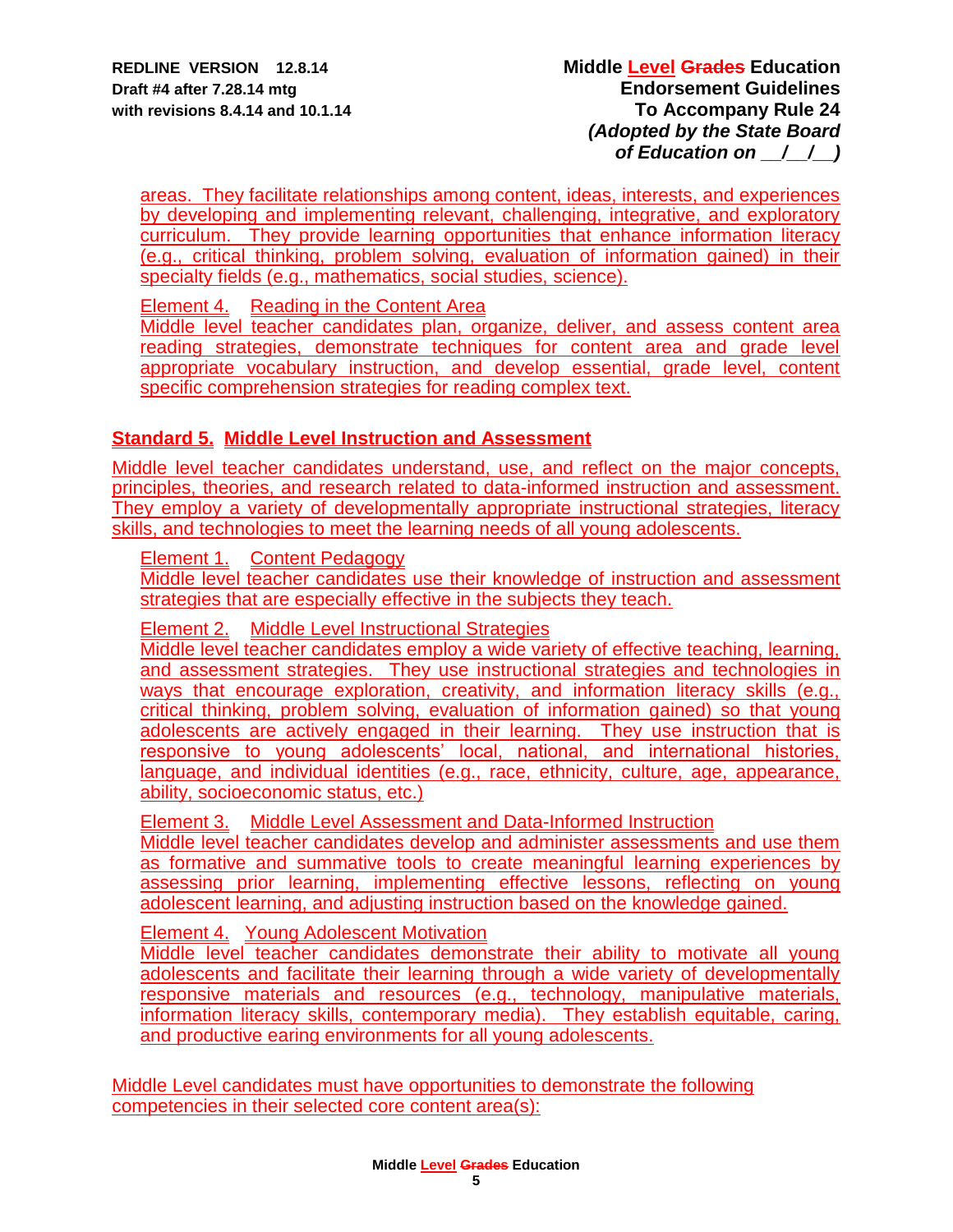areas. They facilitate relationships among content, ideas, interests, and experiences by developing and implementing relevant, challenging, integrative, and exploratory curriculum. They provide learning opportunities that enhance information literacy (e.g., critical thinking, problem solving, evaluation of information gained) in their specialty fields (e.g., mathematics, social studies, science).

Element 4. Reading in the Content Area
Middle level teacher candidates plan, organize, deliver, and assess content area reading strategies, demonstrate techniques for content area and grade level appropriate vocabulary instruction, and develop essential, grade level, content specific comprehension strategies for reading complex text.

## Standard 5. Middle Level Instruction and Assessment

Middle level teacher candidates understand, use, and reflect on the major concepts, principles, theories, and research related to data-informed instruction and assessment. They employ a variety of developmentally appropriate instructional strategies, literacy skills, and technologies to meet the learning needs of all young adolescents.

Element 1. Content Pedagogy
Middle level teacher candidates use their knowledge of instruction and assessment strategies that are especially effective in the subjects they teach.

Element 2. Middle Level Instructional Strategies
Middle level teacher candidates employ a wide variety of effective teaching, learning, and assessment strategies. They use instructional strategies and technologies in ways that encourage exploration, creativity, and information literacy skills (e.g., critical thinking, problem solving, evaluation of information gained) so that young adolescents are actively engaged in their learning. They use instruction that is responsive to young adolescents' local, national, and international histories, language, and individual identities (e.g., race, ethnicity, culture, age, appearance, ability, socioeconomic status, etc.)

Element 3. Middle Level Assessment and Data-Informed Instruction
Middle level teacher candidates develop and administer assessments and use them as formative and summative tools to create meaningful learning experiences by assessing prior learning, implementing effective lessons, reflecting on young adolescent learning, and adjusting instruction based on the knowledge gained.

Element 4. Young Adolescent Motivation
Middle level teacher candidates demonstrate their ability to motivate all young adolescents and facilitate their learning through a wide variety of developmentally responsive materials and resources (e.g., technology, manipulative materials, information literacy skills, contemporary media). They establish equitable, caring, and productive earing environments for all young adolescents.

Middle Level candidates must have opportunities to demonstrate the following competencies in their selected core content area(s):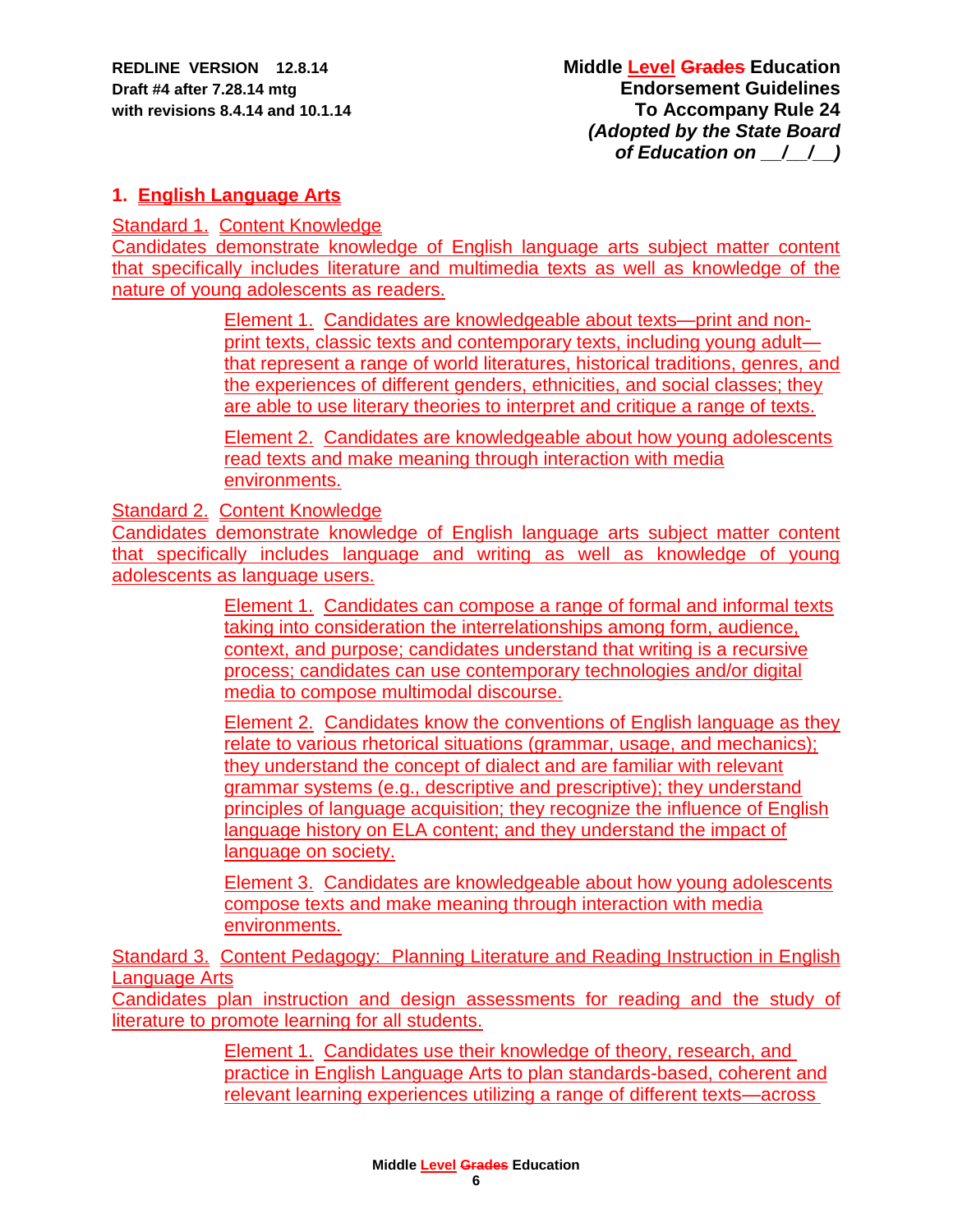REDLINE VERSION 12.8.14
Draft #4 after 7.28.14 mtg
with revisions 8.4.14 and 10.1.14

**Middle Level ~~Grades~~ Education**
**Endorsement Guidelines**
**To Accompany Rule 24**
***(Adopted by the State Board of Education on __/__/__)***

## 1. English Language Arts

Standard 1. Content Knowledge
Candidates demonstrate knowledge of English language arts subject matter content that specifically includes literature and multimedia texts as well as knowledge of the nature of young adolescents as readers.

> Element 1. Candidates are knowledgeable about texts—print and non-print texts, classic texts and contemporary texts, including young adult—that represent a range of world literatures, historical traditions, genres, and the experiences of different genders, ethnicities, and social classes; they are able to use literary theories to interpret and critique a range of texts.
>
> Element 2. Candidates are knowledgeable about how young adolescents read texts and make meaning through interaction with media environments.

Standard 2. Content Knowledge
Candidates demonstrate knowledge of English language arts subject matter content that specifically includes language and writing as well as knowledge of young adolescents as language users.

> Element 1. Candidates can compose a range of formal and informal texts taking into consideration the interrelationships among form, audience, context, and purpose; candidates understand that writing is a recursive process; candidates can use contemporary technologies and/or digital media to compose multimodal discourse.
>
> Element 2. Candidates know the conventions of English language as they relate to various rhetorical situations (grammar, usage, and mechanics); they understand the concept of dialect and are familiar with relevant grammar systems (e.g., descriptive and prescriptive); they understand principles of language acquisition; they recognize the influence of English language history on ELA content; and they understand the impact of language on society.
>
> Element 3. Candidates are knowledgeable about how young adolescents compose texts and make meaning through interaction with media environments.

Standard 3. Content Pedagogy: Planning Literature and Reading Instruction in English Language Arts
Candidates plan instruction and design assessments for reading and the study of literature to promote learning for all students.

> Element 1. Candidates use their knowledge of theory, research, and practice in English Language Arts to plan standards-based, coherent and relevant learning experiences utilizing a range of different texts—across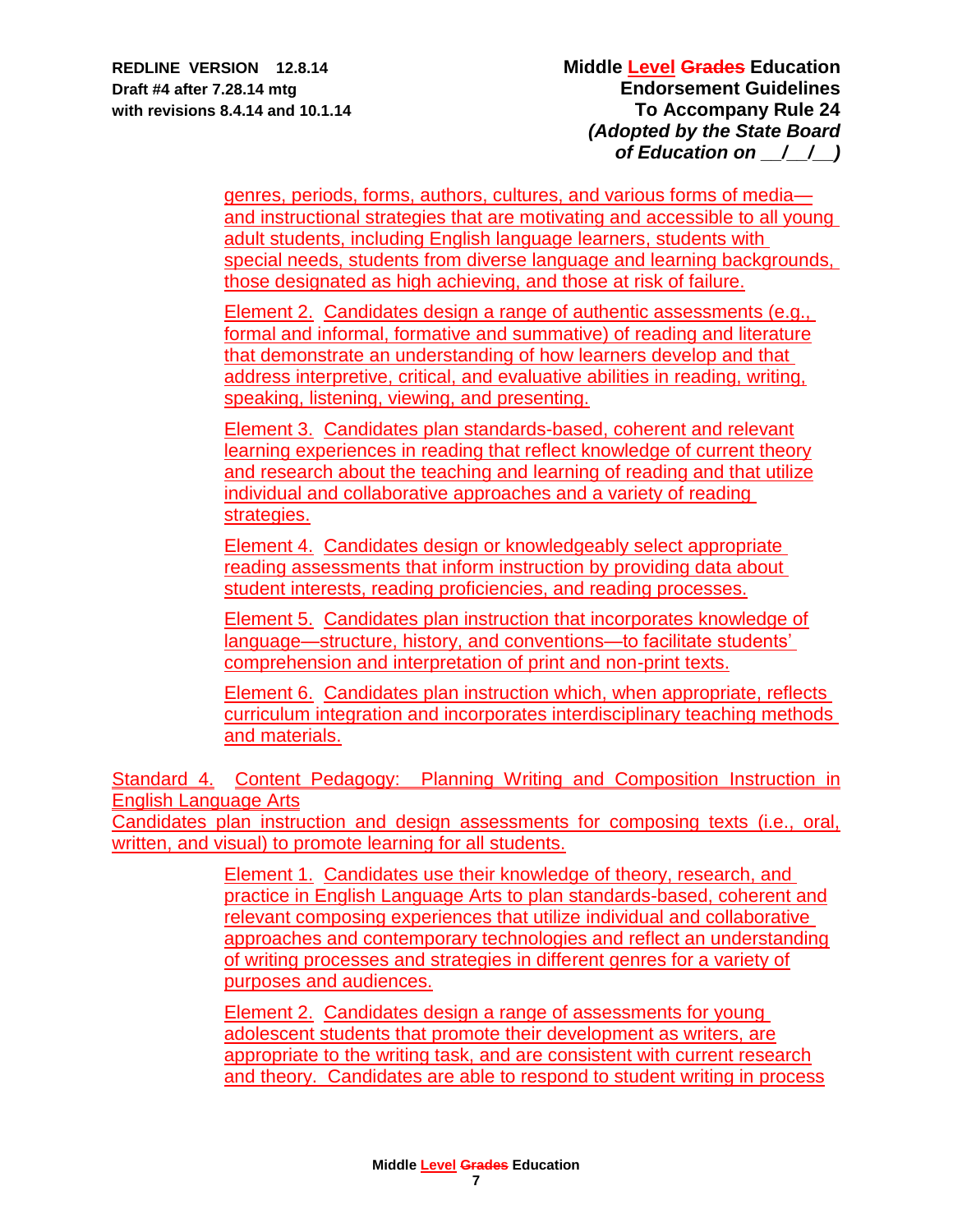genres, periods, forms, authors, cultures, and various forms of media—and instructional strategies that are motivating and accessible to all young adult students, including English language learners, students with special needs, students from diverse language and learning backgrounds, those designated as high achieving, and those at risk of failure.

Element 2. Candidates design a range of authentic assessments (e.g., formal and informal, formative and summative) of reading and literature that demonstrate an understanding of how learners develop and that address interpretive, critical, and evaluative abilities in reading, writing, speaking, listening, viewing, and presenting.

Element 3. Candidates plan standards-based, coherent and relevant learning experiences in reading that reflect knowledge of current theory and research about the teaching and learning of reading and that utilize individual and collaborative approaches and a variety of reading strategies.

Element 4. Candidates design or knowledgeably select appropriate reading assessments that inform instruction by providing data about student interests, reading proficiencies, and reading processes.

Element 5. Candidates plan instruction that incorporates knowledge of language—structure, history, and conventions—to facilitate students' comprehension and interpretation of print and non-print texts.

Element 6. Candidates plan instruction which, when appropriate, reflects curriculum integration and incorporates interdisciplinary teaching methods and materials.

Standard 4. Content Pedagogy: Planning Writing and Composition Instruction in English Language Arts
Candidates plan instruction and design assessments for composing texts (i.e., oral, written, and visual) to promote learning for all students.

Element 1. Candidates use their knowledge of theory, research, and practice in English Language Arts to plan standards-based, coherent and relevant composing experiences that utilize individual and collaborative approaches and contemporary technologies and reflect an understanding of writing processes and strategies in different genres for a variety of purposes and audiences.

Element 2. Candidates design a range of assessments for young adolescent students that promote their development as writers, are appropriate to the writing task, and are consistent with current research and theory. Candidates are able to respond to student writing in process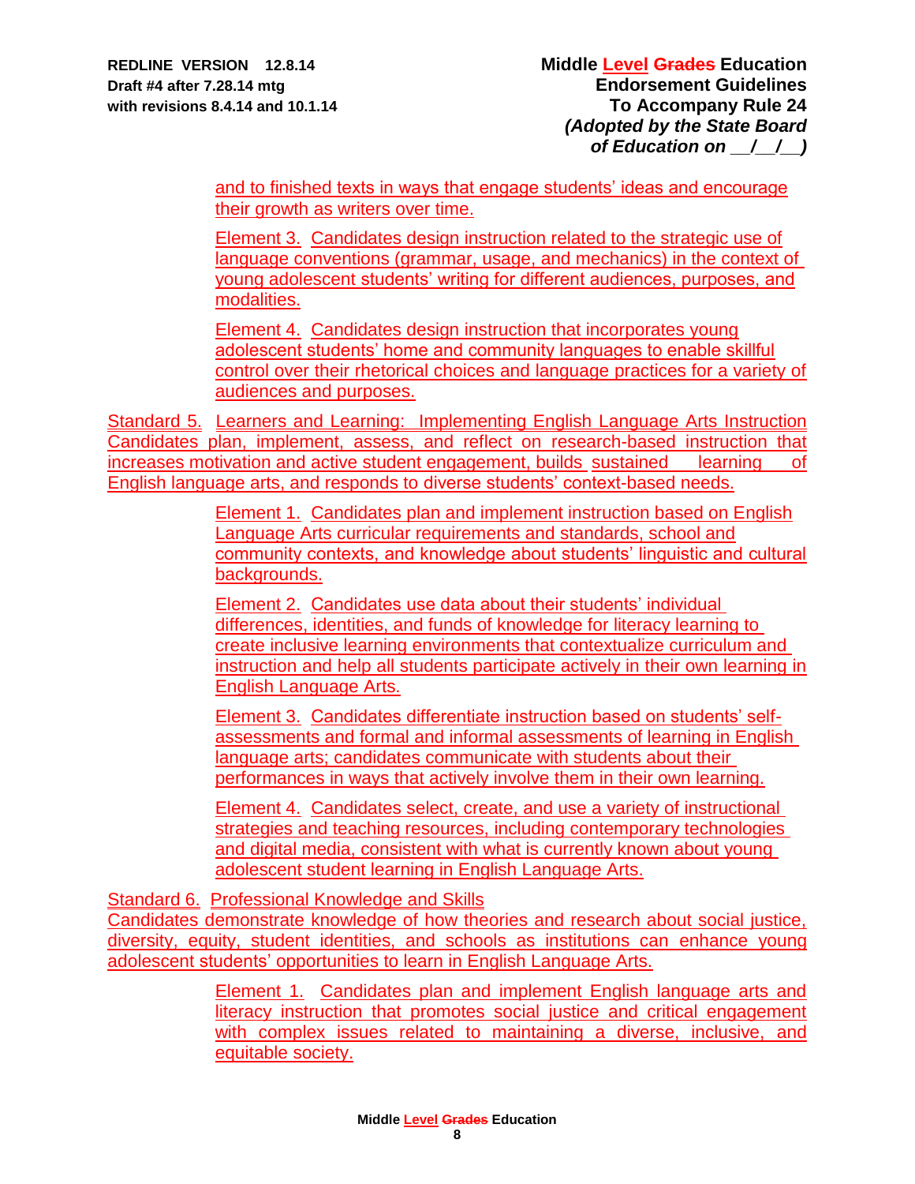and to finished texts in ways that engage students' ideas and encourage their growth as writers over time.

Element 3. Candidates design instruction related to the strategic use of language conventions (grammar, usage, and mechanics) in the context of young adolescent students' writing for different audiences, purposes, and modalities.

Element 4. Candidates design instruction that incorporates young adolescent students' home and community languages to enable skillful control over their rhetorical choices and language practices for a variety of audiences and purposes.

Standard 5. Learners and Learning: Implementing English Language Arts Instruction
Candidates plan, implement, assess, and reflect on research-based instruction that increases motivation and active student engagement, builds sustained learning of English language arts, and responds to diverse students' context-based needs.

Element 1. Candidates plan and implement instruction based on English Language Arts curricular requirements and standards, school and community contexts, and knowledge about students' linguistic and cultural backgrounds.

Element 2. Candidates use data about their students' individual differences, identities, and funds of knowledge for literacy learning to create inclusive learning environments that contextualize curriculum and instruction and help all students participate actively in their own learning in English Language Arts.

Element 3. Candidates differentiate instruction based on students' self-assessments and formal and informal assessments of learning in English language arts; candidates communicate with students about their performances in ways that actively involve them in their own learning.

Element 4. Candidates select, create, and use a variety of instructional strategies and teaching resources, including contemporary technologies and digital media, consistent with what is currently known about young adolescent student learning in English Language Arts.

Standard 6. Professional Knowledge and Skills
Candidates demonstrate knowledge of how theories and research about social justice, diversity, equity, student identities, and schools as institutions can enhance young adolescent students' opportunities to learn in English Language Arts.

Element 1. Candidates plan and implement English language arts and literacy instruction that promotes social justice and critical engagement with complex issues related to maintaining a diverse, inclusive, and equitable society.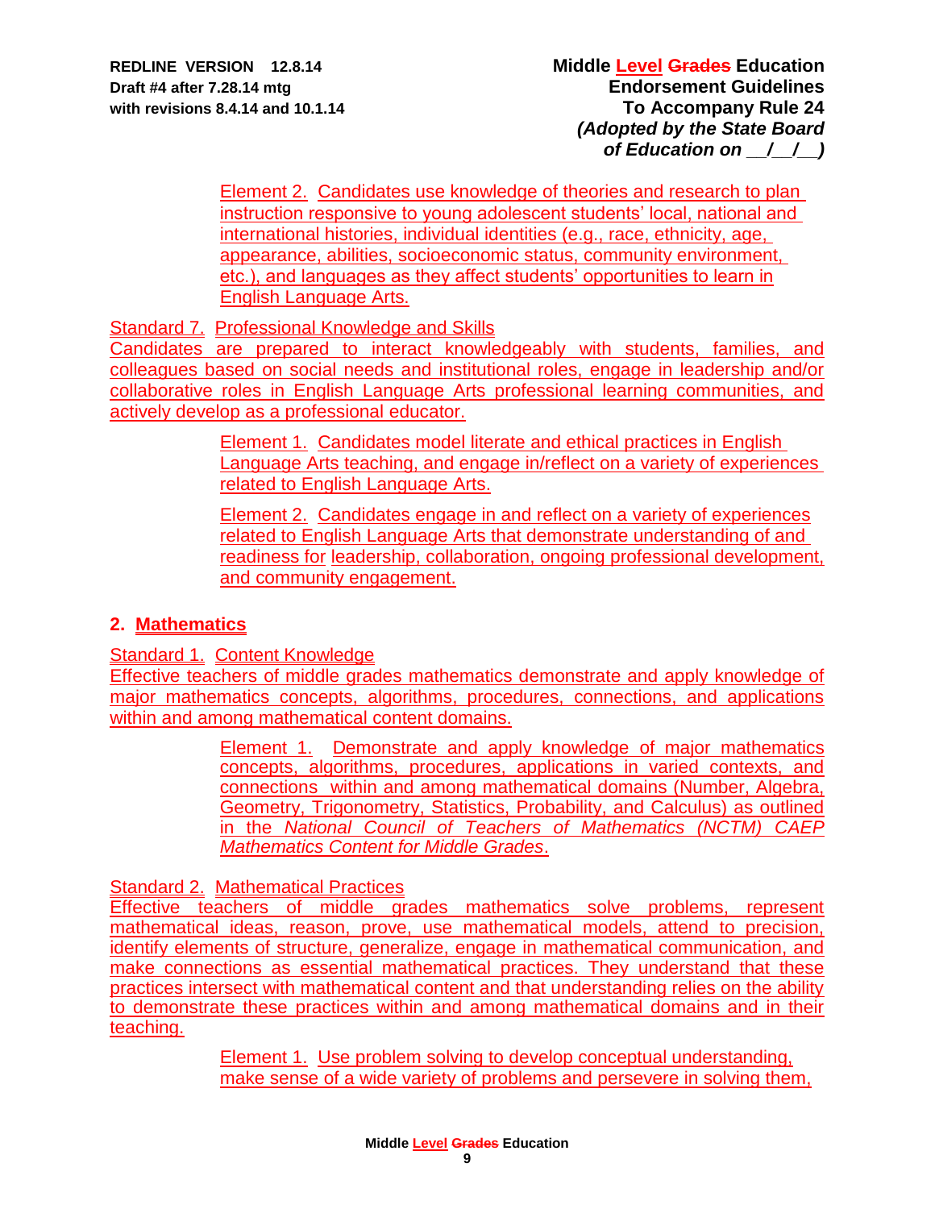Element 2. Candidates use knowledge of theories and research to plan instruction responsive to young adolescent students' local, national and international histories, individual identities (e.g., race, ethnicity, age, appearance, abilities, socioeconomic status, community environment, etc.), and languages as they affect students' opportunities to learn in English Language Arts.

Standard 7. Professional Knowledge and Skills
Candidates are prepared to interact knowledgeably with students, families, and colleagues based on social needs and institutional roles, engage in leadership and/or collaborative roles in English Language Arts professional learning communities, and actively develop as a professional educator.

Element 1. Candidates model literate and ethical practices in English Language Arts teaching, and engage in/reflect on a variety of experiences related to English Language Arts.

Element 2. Candidates engage in and reflect on a variety of experiences related to English Language Arts that demonstrate understanding of and readiness for leadership, collaboration, ongoing professional development, and community engagement.

## 2. Mathematics

Standard 1. Content Knowledge
Effective teachers of middle grades mathematics demonstrate and apply knowledge of major mathematics concepts, algorithms, procedures, connections, and applications within and among mathematical content domains.

Element 1. Demonstrate and apply knowledge of major mathematics concepts, algorithms, procedures, applications in varied contexts, and connections within and among mathematical domains (Number, Algebra, Geometry, Trigonometry, Statistics, Probability, and Calculus) as outlined in the *National Council of Teachers of Mathematics (NCTM) CAEP Mathematics Content for Middle Grades*.

Standard 2. Mathematical Practices
Effective teachers of middle grades mathematics solve problems, represent mathematical ideas, reason, prove, use mathematical models, attend to precision, identify elements of structure, generalize, engage in mathematical communication, and make connections as essential mathematical practices. They understand that these practices intersect with mathematical content and that understanding relies on the ability to demonstrate these practices within and among mathematical domains and in their teaching.

Element 1. Use problem solving to develop conceptual understanding, make sense of a wide variety of problems and persevere in solving them,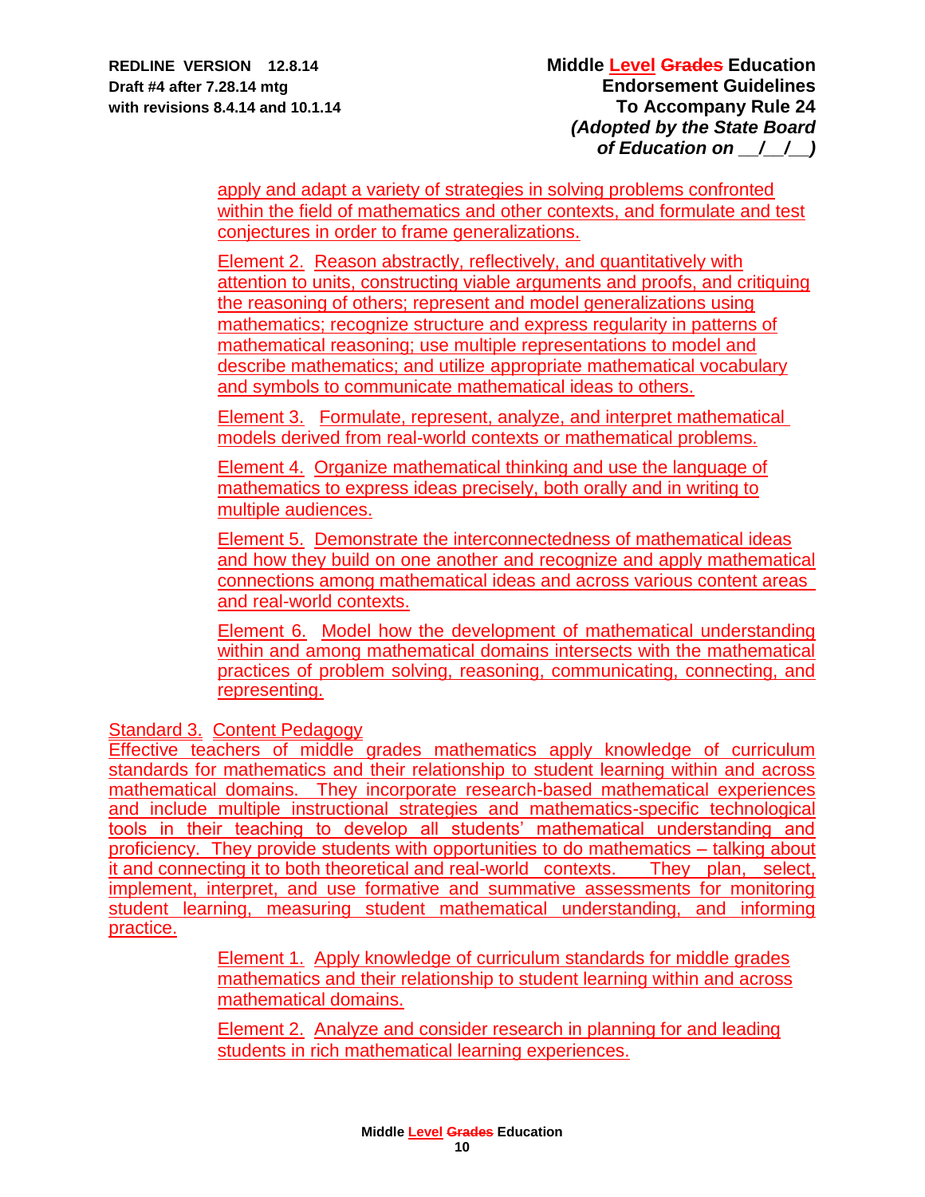apply and adapt a variety of strategies in solving problems confronted within the field of mathematics and other contexts, and formulate and test conjectures in order to frame generalizations.

Element 2. Reason abstractly, reflectively, and quantitatively with attention to units, constructing viable arguments and proofs, and critiquing the reasoning of others; represent and model generalizations using mathematics; recognize structure and express regularity in patterns of mathematical reasoning; use multiple representations to model and describe mathematics; and utilize appropriate mathematical vocabulary and symbols to communicate mathematical ideas to others.

Element 3. Formulate, represent, analyze, and interpret mathematical models derived from real-world contexts or mathematical problems.

Element 4. Organize mathematical thinking and use the language of mathematics to express ideas precisely, both orally and in writing to multiple audiences.

Element 5. Demonstrate the interconnectedness of mathematical ideas and how they build on one another and recognize and apply mathematical connections among mathematical ideas and across various content areas and real-world contexts.

Element 6. Model how the development of mathematical understanding within and among mathematical domains intersects with the mathematical practices of problem solving, reasoning, communicating, connecting, and representing.

Standard 3. Content Pedagogy

Effective teachers of middle grades mathematics apply knowledge of curriculum standards for mathematics and their relationship to student learning within and across mathematical domains. They incorporate research-based mathematical experiences and include multiple instructional strategies and mathematics-specific technological tools in their teaching to develop all students' mathematical understanding and proficiency. They provide students with opportunities to do mathematics – talking about it and connecting it to both theoretical and real-world contexts. They plan, select, implement, interpret, and use formative and summative assessments for monitoring student learning, measuring student mathematical understanding, and informing practice.

Element 1. Apply knowledge of curriculum standards for middle grades mathematics and their relationship to student learning within and across mathematical domains.

Element 2. Analyze and consider research in planning for and leading students in rich mathematical learning experiences.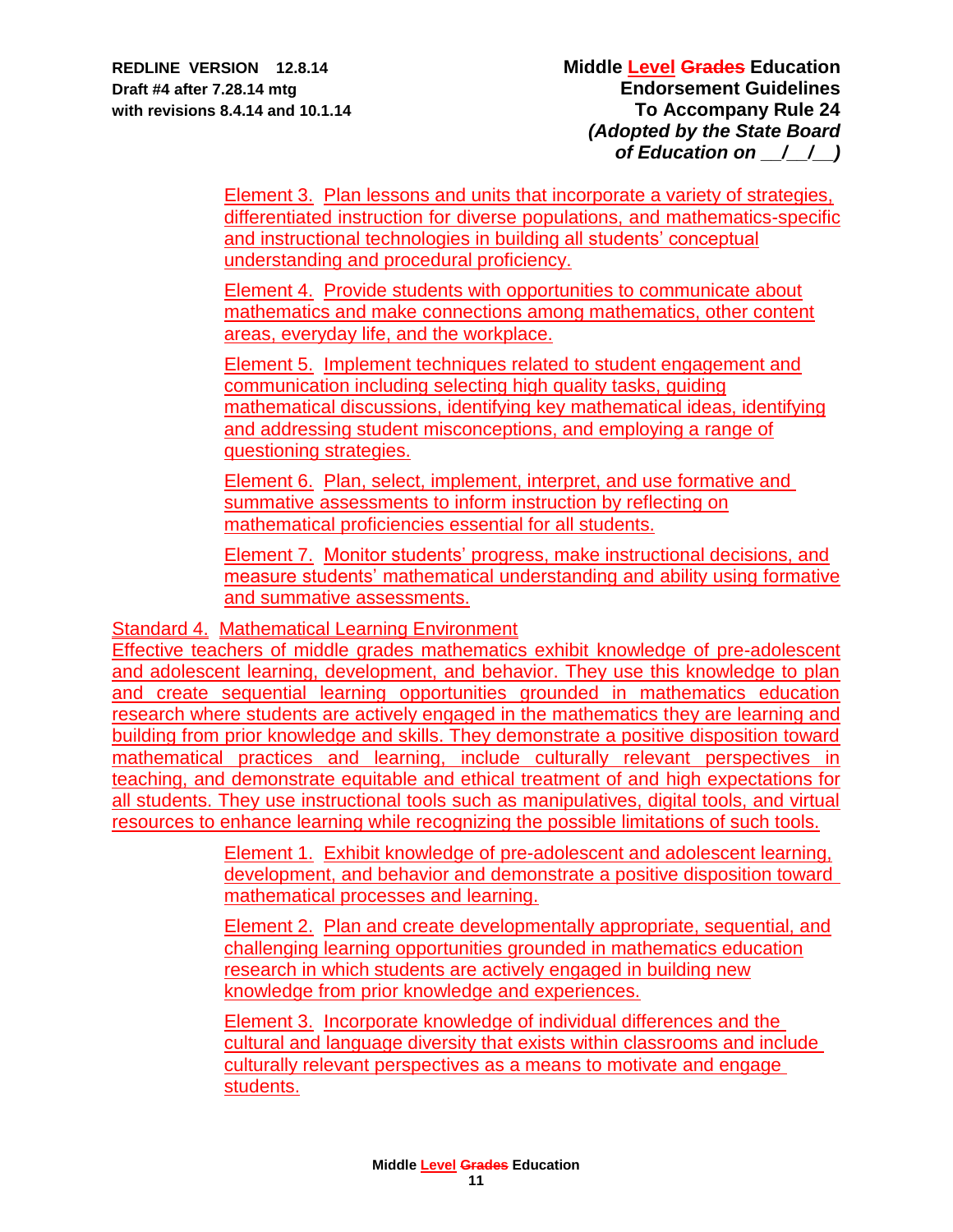Element 3. Plan lessons and units that incorporate a variety of strategies, differentiated instruction for diverse populations, and mathematics-specific and instructional technologies in building all students' conceptual understanding and procedural proficiency.

Element 4. Provide students with opportunities to communicate about mathematics and make connections among mathematics, other content areas, everyday life, and the workplace.

Element 5. Implement techniques related to student engagement and communication including selecting high quality tasks, guiding mathematical discussions, identifying key mathematical ideas, identifying and addressing student misconceptions, and employing a range of questioning strategies.

Element 6. Plan, select, implement, interpret, and use formative and summative assessments to inform instruction by reflecting on mathematical proficiencies essential for all students.

Element 7. Monitor students' progress, make instructional decisions, and measure students' mathematical understanding and ability using formative and summative assessments.

Standard 4. Mathematical Learning Environment

Effective teachers of middle grades mathematics exhibit knowledge of pre-adolescent and adolescent learning, development, and behavior. They use this knowledge to plan and create sequential learning opportunities grounded in mathematics education research where students are actively engaged in the mathematics they are learning and building from prior knowledge and skills. They demonstrate a positive disposition toward mathematical practices and learning, include culturally relevant perspectives in teaching, and demonstrate equitable and ethical treatment of and high expectations for all students. They use instructional tools such as manipulatives, digital tools, and virtual resources to enhance learning while recognizing the possible limitations of such tools.

Element 1. Exhibit knowledge of pre-adolescent and adolescent learning, development, and behavior and demonstrate a positive disposition toward mathematical processes and learning.

Element 2. Plan and create developmentally appropriate, sequential, and challenging learning opportunities grounded in mathematics education research in which students are actively engaged in building new knowledge from prior knowledge and experiences.

Element 3. Incorporate knowledge of individual differences and the cultural and language diversity that exists within classrooms and include culturally relevant perspectives as a means to motivate and engage students.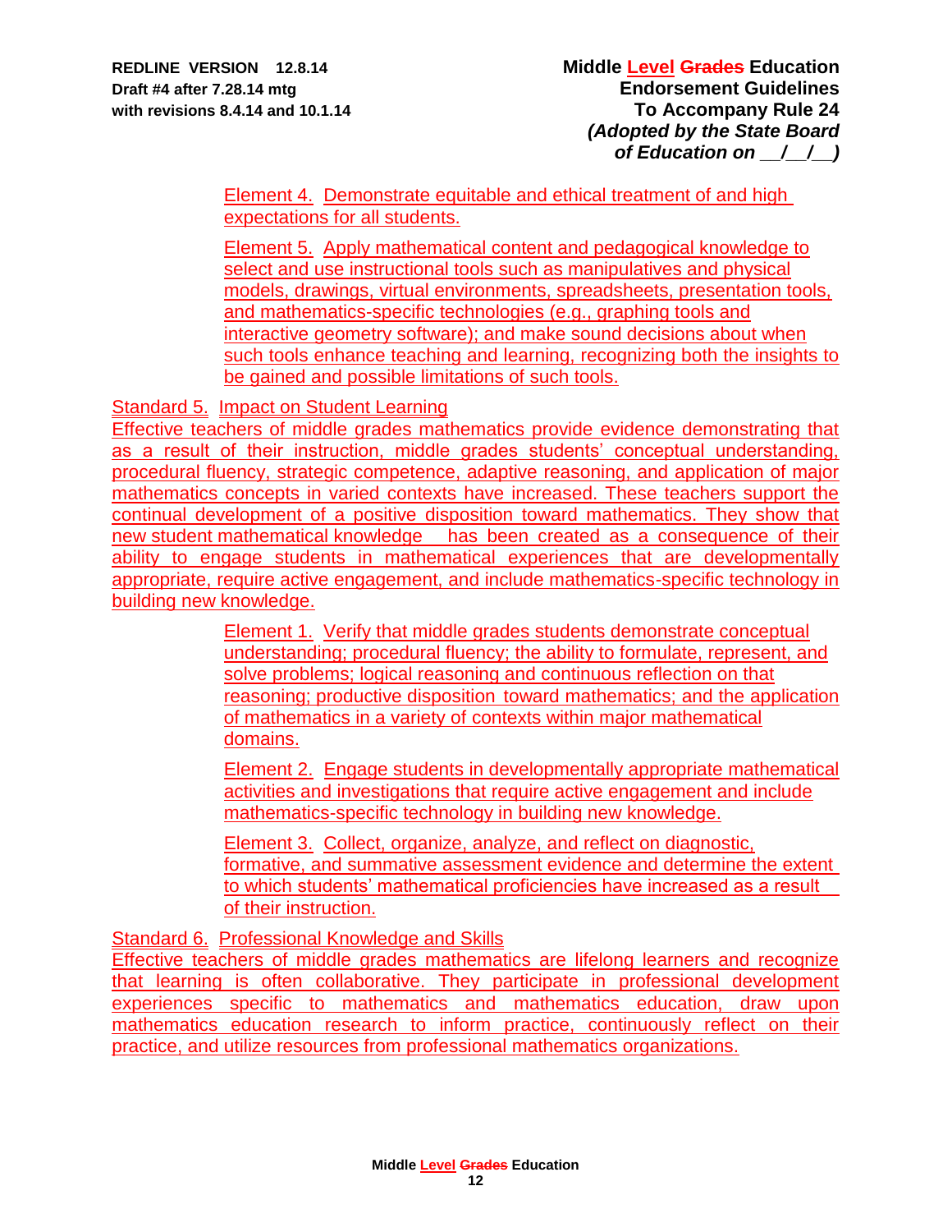Element 4. Demonstrate equitable and ethical treatment of and high expectations for all students.

Element 5. Apply mathematical content and pedagogical knowledge to select and use instructional tools such as manipulatives and physical models, drawings, virtual environments, spreadsheets, presentation tools, and mathematics-specific technologies (e.g., graphing tools and interactive geometry software); and make sound decisions about when such tools enhance teaching and learning, recognizing both the insights to be gained and possible limitations of such tools.

Standard 5. Impact on Student Learning
Effective teachers of middle grades mathematics provide evidence demonstrating that as a result of their instruction, middle grades students' conceptual understanding, procedural fluency, strategic competence, adaptive reasoning, and application of major mathematics concepts in varied contexts have increased. These teachers support the continual development of a positive disposition toward mathematics. They show that new student mathematical knowledge has been created as a consequence of their ability to engage students in mathematical experiences that are developmentally appropriate, require active engagement, and include mathematics-specific technology in building new knowledge.

Element 1. Verify that middle grades students demonstrate conceptual understanding; procedural fluency; the ability to formulate, represent, and solve problems; logical reasoning and continuous reflection on that reasoning; productive disposition toward mathematics; and the application of mathematics in a variety of contexts within major mathematical domains.

Element 2. Engage students in developmentally appropriate mathematical activities and investigations that require active engagement and include mathematics-specific technology in building new knowledge.

Element 3. Collect, organize, analyze, and reflect on diagnostic, formative, and summative assessment evidence and determine the extent to which students' mathematical proficiencies have increased as a result of their instruction.

Standard 6. Professional Knowledge and Skills
Effective teachers of middle grades mathematics are lifelong learners and recognize that learning is often collaborative. They participate in professional development experiences specific to mathematics and mathematics education, draw upon mathematics education research to inform practice, continuously reflect on their practice, and utilize resources from professional mathematics organizations.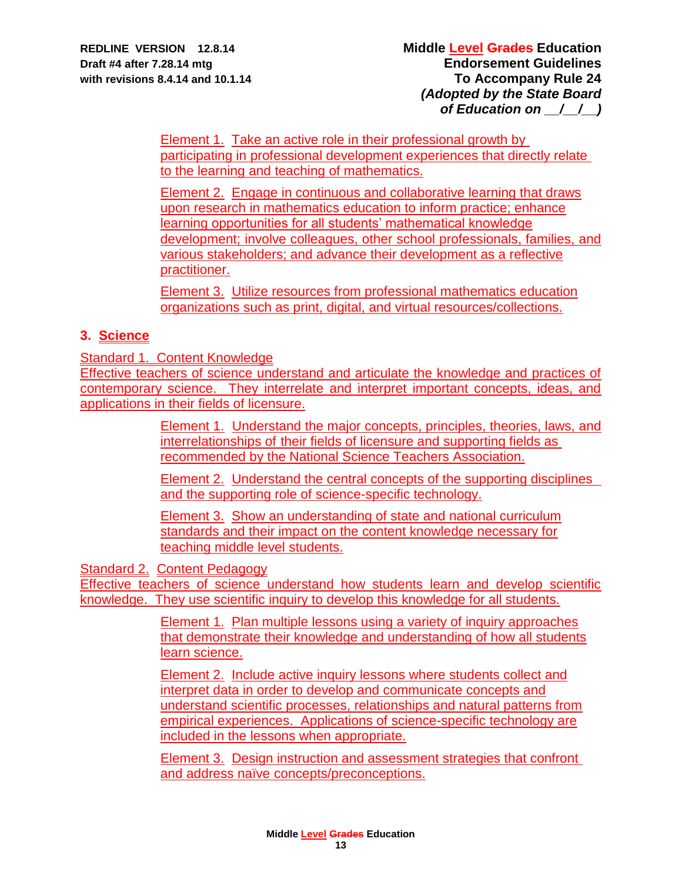Element 1. Take an active role in their professional growth by participating in professional development experiences that directly relate to the learning and teaching of mathematics.

Element 2. Engage in continuous and collaborative learning that draws upon research in mathematics education to inform practice; enhance learning opportunities for all students' mathematical knowledge development; involve colleagues, other school professionals, families, and various stakeholders; and advance their development as a reflective practitioner.

Element 3. Utilize resources from professional mathematics education organizations such as print, digital, and virtual resources/collections.

### 3. Science

Standard 1. Content Knowledge
Effective teachers of science understand and articulate the knowledge and practices of contemporary science. They interrelate and interpret important concepts, ideas, and applications in their fields of licensure.

Element 1. Understand the major concepts, principles, theories, laws, and interrelationships of their fields of licensure and supporting fields as recommended by the National Science Teachers Association.

Element 2. Understand the central concepts of the supporting disciplines and the supporting role of science-specific technology.

Element 3. Show an understanding of state and national curriculum standards and their impact on the content knowledge necessary for teaching middle level students.

Standard 2. Content Pedagogy
Effective teachers of science understand how students learn and develop scientific knowledge. They use scientific inquiry to develop this knowledge for all students.

Element 1. Plan multiple lessons using a variety of inquiry approaches that demonstrate their knowledge and understanding of how all students learn science.

Element 2. Include active inquiry lessons where students collect and interpret data in order to develop and communicate concepts and understand scientific processes, relationships and natural patterns from empirical experiences. Applications of science-specific technology are included in the lessons when appropriate.

Element 3. Design instruction and assessment strategies that confront and address naïve concepts/preconceptions.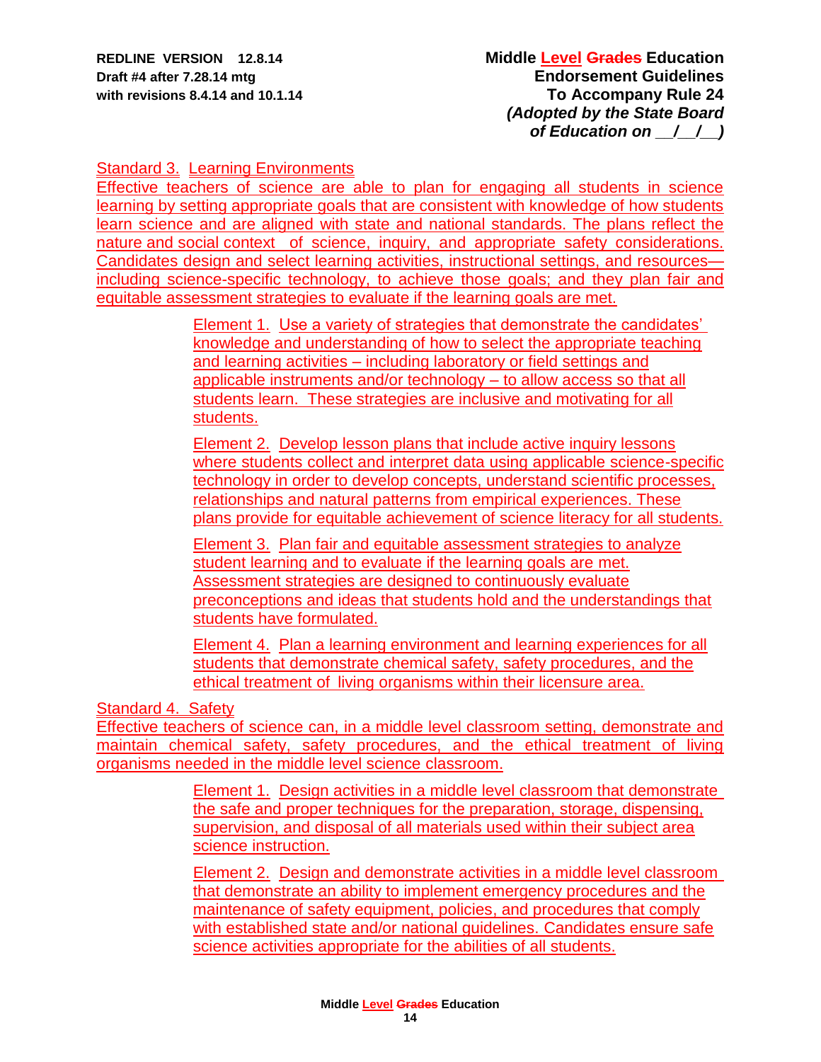Standard 3. Learning Environments

Effective teachers of science are able to plan for engaging all students in science learning by setting appropriate goals that are consistent with knowledge of how students learn science and are aligned with state and national standards. The plans reflect the nature and social context of science, inquiry, and appropriate safety considerations. Candidates design and select learning activities, instructional settings, and resources—including science-specific technology, to achieve those goals; and they plan fair and equitable assessment strategies to evaluate if the learning goals are met.

> Element 1. Use a variety of strategies that demonstrate the candidates' knowledge and understanding of how to select the appropriate teaching and learning activities – including laboratory or field settings and applicable instruments and/or technology – to allow access so that all students learn. These strategies are inclusive and motivating for all students.
>
> Element 2. Develop lesson plans that include active inquiry lessons where students collect and interpret data using applicable science-specific technology in order to develop concepts, understand scientific processes, relationships and natural patterns from empirical experiences. These plans provide for equitable achievement of science literacy for all students.
>
> Element 3. Plan fair and equitable assessment strategies to analyze student learning and to evaluate if the learning goals are met. Assessment strategies are designed to continuously evaluate preconceptions and ideas that students hold and the understandings that students have formulated.
>
> Element 4. Plan a learning environment and learning experiences for all students that demonstrate chemical safety, safety procedures, and the ethical treatment of living organisms within their licensure area.

Standard 4. Safety

Effective teachers of science can, in a middle level classroom setting, demonstrate and maintain chemical safety, safety procedures, and the ethical treatment of living organisms needed in the middle level science classroom.

> Element 1. Design activities in a middle level classroom that demonstrate the safe and proper techniques for the preparation, storage, dispensing, supervision, and disposal of all materials used within their subject area science instruction.
>
> Element 2. Design and demonstrate activities in a middle level classroom that demonstrate an ability to implement emergency procedures and the maintenance of safety equipment, policies, and procedures that comply with established state and/or national guidelines. Candidates ensure safe science activities appropriate for the abilities of all students.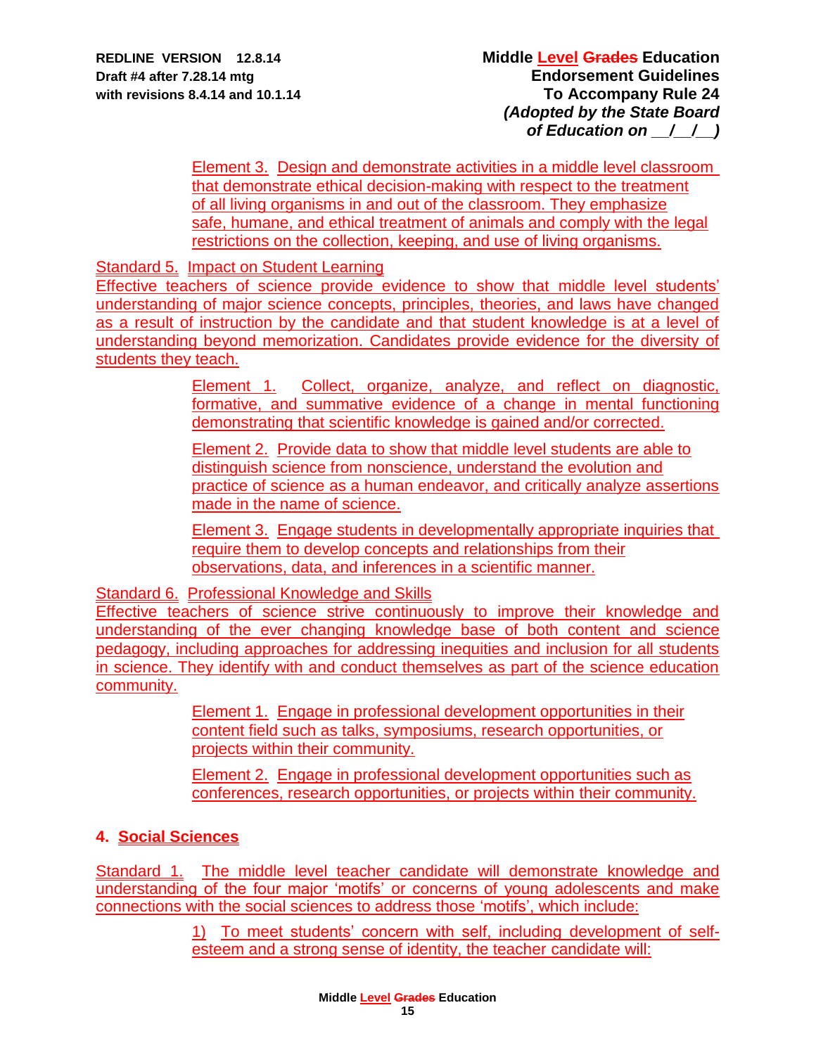Element 3. Design and demonstrate activities in a middle level classroom that demonstrate ethical decision-making with respect to the treatment of all living organisms in and out of the classroom. They emphasize safe, humane, and ethical treatment of animals and comply with the legal restrictions on the collection, keeping, and use of living organisms.

Standard 5. Impact on Student Learning

Effective teachers of science provide evidence to show that middle level students' understanding of major science concepts, principles, theories, and laws have changed as a result of instruction by the candidate and that student knowledge is at a level of understanding beyond memorization. Candidates provide evidence for the diversity of students they teach.

Element 1. Collect, organize, analyze, and reflect on diagnostic, formative, and summative evidence of a change in mental functioning demonstrating that scientific knowledge is gained and/or corrected.

Element 2. Provide data to show that middle level students are able to distinguish science from nonscience, understand the evolution and practice of science as a human endeavor, and critically analyze assertions made in the name of science.

Element 3. Engage students in developmentally appropriate inquiries that require them to develop concepts and relationships from their observations, data, and inferences in a scientific manner.

Standard 6. Professional Knowledge and Skills

Effective teachers of science strive continuously to improve their knowledge and understanding of the ever changing knowledge base of both content and science pedagogy, including approaches for addressing inequities and inclusion for all students in science. They identify with and conduct themselves as part of the science education community.

Element 1. Engage in professional development opportunities in their content field such as talks, symposiums, research opportunities, or projects within their community.

Element 2. Engage in professional development opportunities such as conferences, research opportunities, or projects within their community.

## 4. Social Sciences

Standard 1. The middle level teacher candidate will demonstrate knowledge and understanding of the four major 'motifs' or concerns of young adolescents and make connections with the social sciences to address those 'motifs', which include:

1) To meet students' concern with self, including development of self-esteem and a strong sense of identity, the teacher candidate will: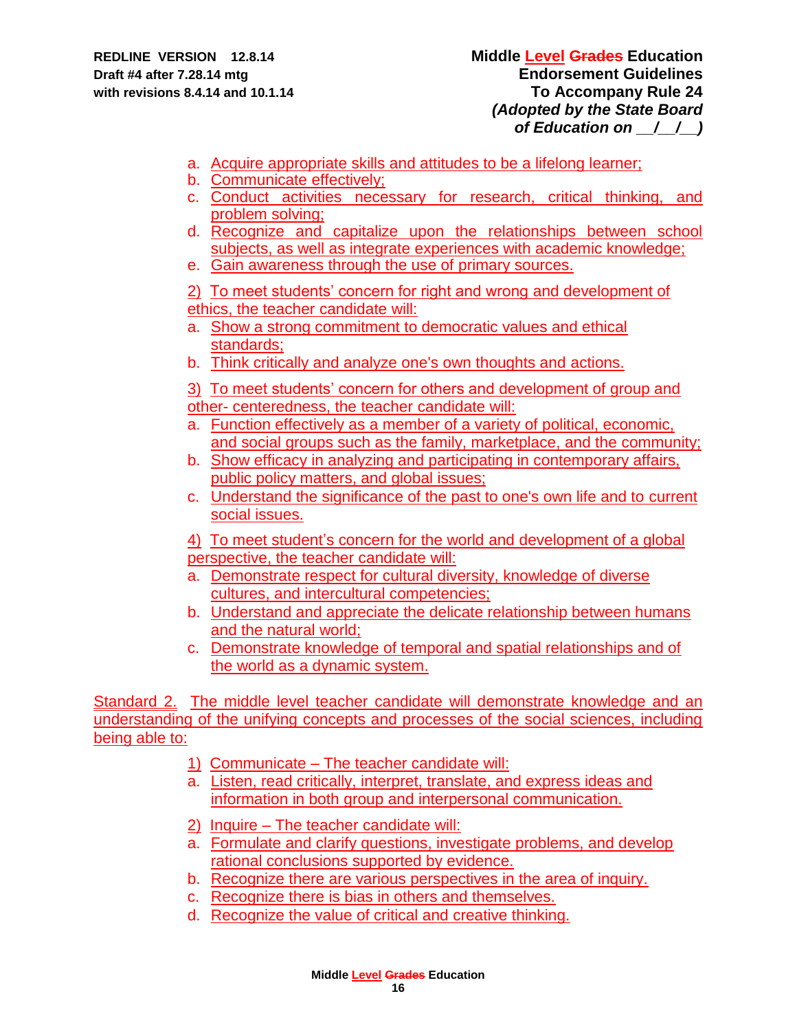a. Acquire appropriate skills and attitudes to be a lifelong learner;
b. Communicate effectively;
c. Conduct activities necessary for research, critical thinking, and problem solving;
d. Recognize and capitalize upon the relationships between school subjects, as well as integrate experiences with academic knowledge;
e. Gain awareness through the use of primary sources.

2) To meet students' concern for right and wrong and development of ethics, the teacher candidate will:

a. Show a strong commitment to democratic values and ethical standards;
b. Think critically and analyze one's own thoughts and actions.

3) To meet students' concern for others and development of group and other- centeredness, the teacher candidate will:

a. Function effectively as a member of a variety of political, economic, and social groups such as the family, marketplace, and the community;
b. Show efficacy in analyzing and participating in contemporary affairs, public policy matters, and global issues;
c. Understand the significance of the past to one's own life and to current social issues.

4) To meet student's concern for the world and development of a global perspective, the teacher candidate will:

a. Demonstrate respect for cultural diversity, knowledge of diverse cultures, and intercultural competencies;
b. Understand and appreciate the delicate relationship between humans and the natural world;
c. Demonstrate knowledge of temporal and spatial relationships and of the world as a dynamic system.

Standard 2. The middle level teacher candidate will demonstrate knowledge and an understanding of the unifying concepts and processes of the social sciences, including being able to:

1) Communicate – The teacher candidate will:

a. Listen, read critically, interpret, translate, and express ideas and information in both group and interpersonal communication.

2) Inquire – The teacher candidate will:

a. Formulate and clarify questions, investigate problems, and develop rational conclusions supported by evidence.
b. Recognize there are various perspectives in the area of inquiry.
c. Recognize there is bias in others and themselves.
d. Recognize the value of critical and creative thinking.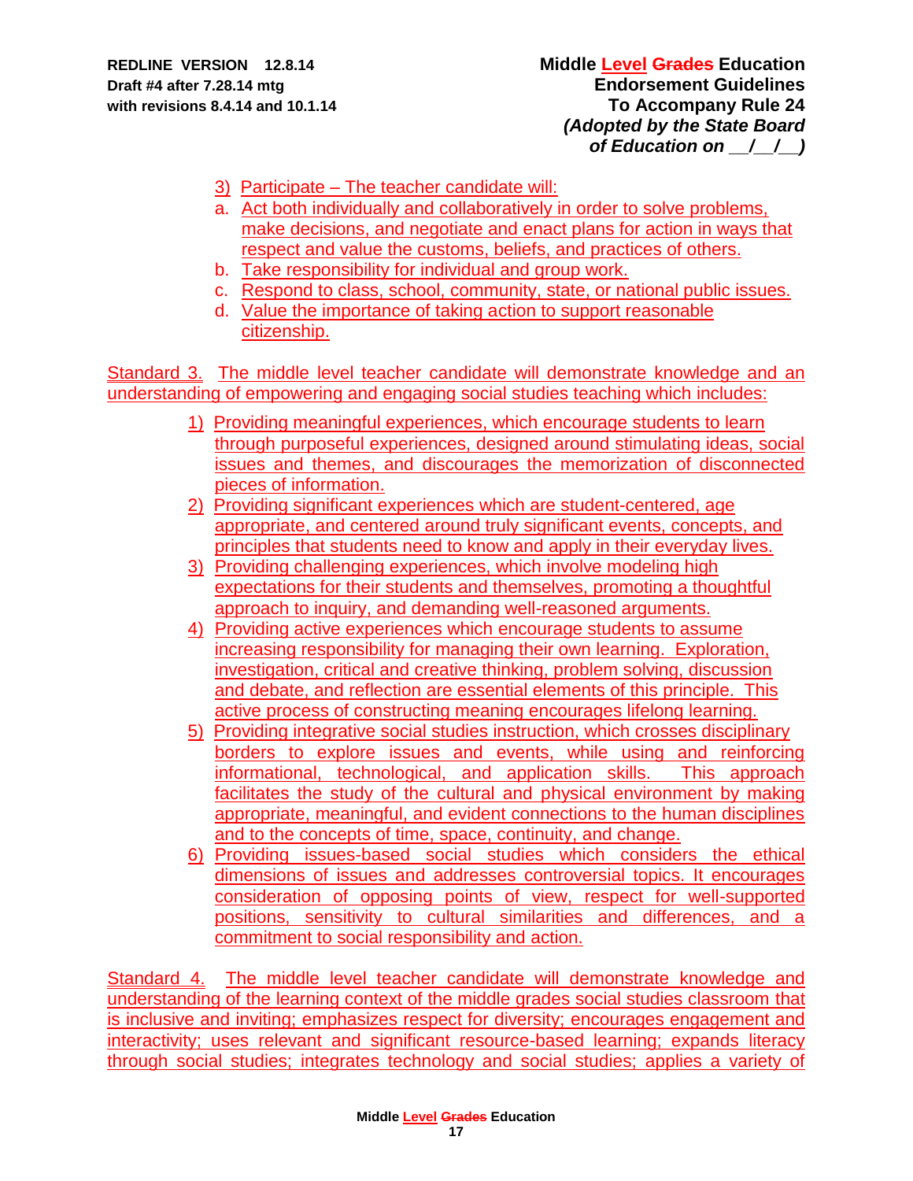3) Participate – The teacher candidate will:

a. Act both individually and collaboratively in order to solve problems, make decisions, and negotiate and enact plans for action in ways that respect and value the customs, beliefs, and practices of others.
b. Take responsibility for individual and group work.
c. Respond to class, school, community, state, or national public issues.
d. Value the importance of taking action to support reasonable citizenship.

Standard 3. The middle level teacher candidate will demonstrate knowledge and an understanding of empowering and engaging social studies teaching which includes:

1) Providing meaningful experiences, which encourage students to learn through purposeful experiences, designed around stimulating ideas, social issues and themes, and discourages the memorization of disconnected pieces of information.
2) Providing significant experiences which are student-centered, age appropriate, and centered around truly significant events, concepts, and principles that students need to know and apply in their everyday lives.
3) Providing challenging experiences, which involve modeling high expectations for their students and themselves, promoting a thoughtful approach to inquiry, and demanding well-reasoned arguments.
4) Providing active experiences which encourage students to assume increasing responsibility for managing their own learning. Exploration, investigation, critical and creative thinking, problem solving, discussion and debate, and reflection are essential elements of this principle. This active process of constructing meaning encourages lifelong learning.
5) Providing integrative social studies instruction, which crosses disciplinary borders to explore issues and events, while using and reinforcing informational, technological, and application skills. This approach facilitates the study of the cultural and physical environment by making appropriate, meaningful, and evident connections to the human disciplines and to the concepts of time, space, continuity, and change.
6) Providing issues-based social studies which considers the ethical dimensions of issues and addresses controversial topics. It encourages consideration of opposing points of view, respect for well-supported positions, sensitivity to cultural similarities and differences, and a commitment to social responsibility and action.

Standard 4. The middle level teacher candidate will demonstrate knowledge and understanding of the learning context of the middle grades social studies classroom that is inclusive and inviting; emphasizes respect for diversity; encourages engagement and interactivity; uses relevant and significant resource-based learning; expands literacy through social studies; integrates technology and social studies; applies a variety of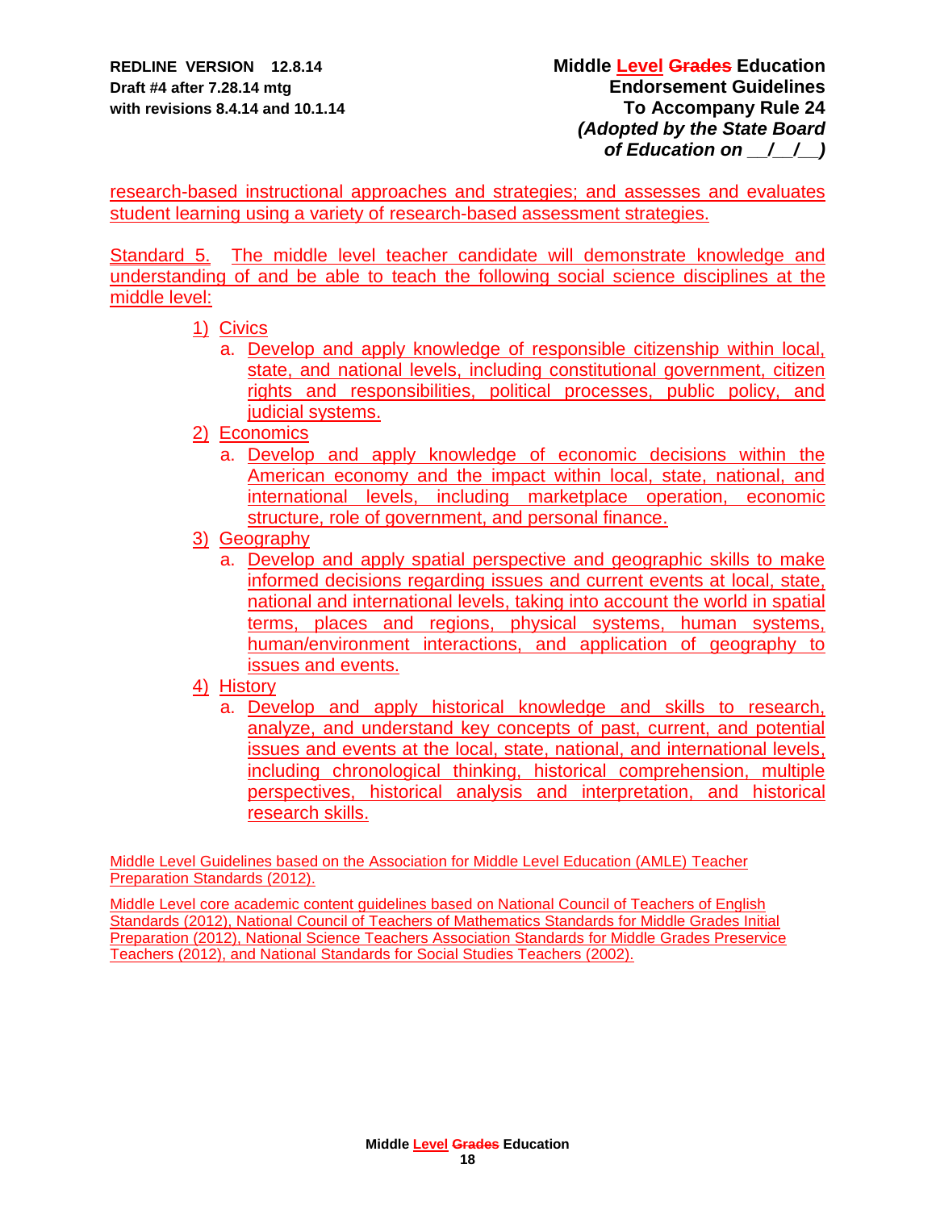research-based instructional approaches and strategies; and assesses and evaluates student learning using a variety of research-based assessment strategies.

Standard 5. The middle level teacher candidate will demonstrate knowledge and understanding of and be able to teach the following social science disciplines at the middle level:

1) Civics
   a. Develop and apply knowledge of responsible citizenship within local, state, and national levels, including constitutional government, citizen rights and responsibilities, political processes, public policy, and judicial systems.
2) Economics
   a. Develop and apply knowledge of economic decisions within the American economy and the impact within local, state, national, and international levels, including marketplace operation, economic structure, role of government, and personal finance.
3) Geography
   a. Develop and apply spatial perspective and geographic skills to make informed decisions regarding issues and current events at local, state, national and international levels, taking into account the world in spatial terms, places and regions, physical systems, human systems, human/environment interactions, and application of geography to issues and events.
4) History
   a. Develop and apply historical knowledge and skills to research, analyze, and understand key concepts of past, current, and potential issues and events at the local, state, national, and international levels, including chronological thinking, historical comprehension, multiple perspectives, historical analysis and interpretation, and historical research skills.

Middle Level Guidelines based on the Association for Middle Level Education (AMLE) Teacher Preparation Standards (2012).

Middle Level core academic content guidelines based on National Council of Teachers of English Standards (2012), National Council of Teachers of Mathematics Standards for Middle Grades Initial Preparation (2012), National Science Teachers Association Standards for Middle Grades Preservice Teachers (2012), and National Standards for Social Studies Teachers (2002).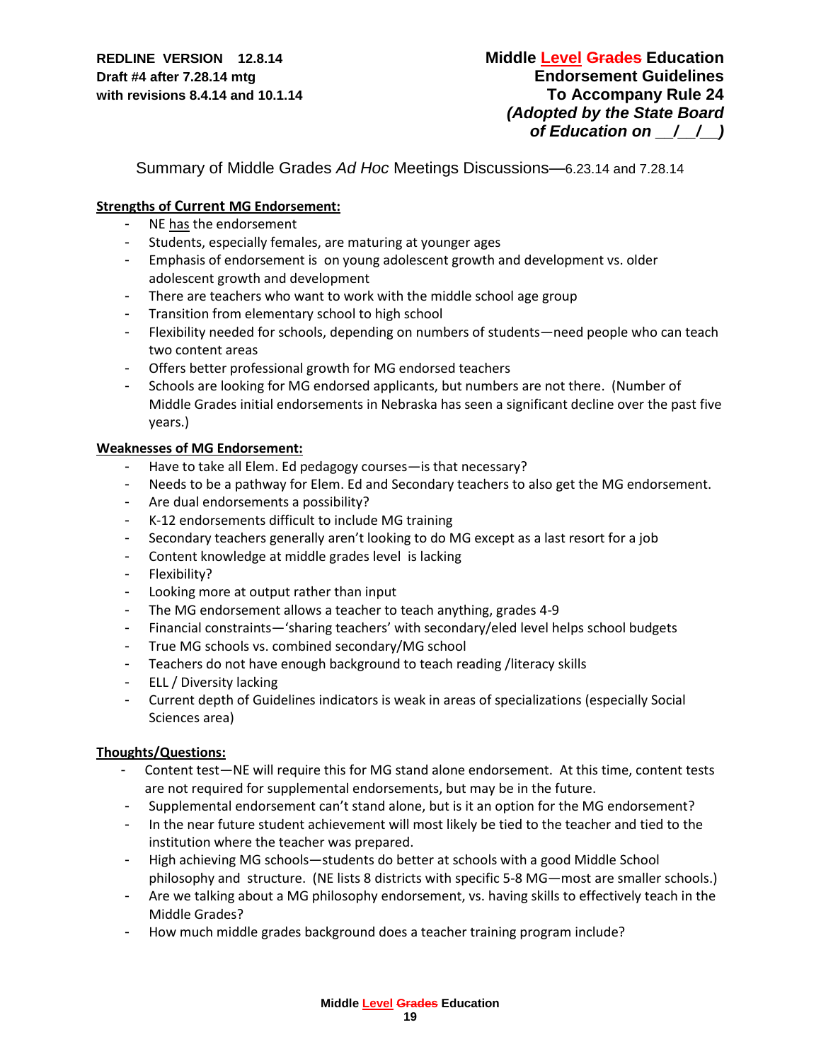REDLINE VERSION 12.8.14
Draft #4 after 7.28.14 mtg
with revisions 8.4.14 and 10.1.14

**Middle Level ~~Grades~~ Education**
**Endorsement Guidelines**
**To Accompany Rule 24**
***(Adopted by the State Board of Education on __/__/__)***

Summary of Middle Grades *Ad Hoc* Meetings Discussions—6.23.14 and 7.28.14

**Strengths of Current MG Endorsement:**

- NE has the endorsement
- Students, especially females, are maturing at younger ages
- Emphasis of endorsement is on young adolescent growth and development vs. older adolescent growth and development
- There are teachers who want to work with the middle school age group
- Transition from elementary school to high school
- Flexibility needed for schools, depending on numbers of students—need people who can teach two content areas
- Offers better professional growth for MG endorsed teachers
- Schools are looking for MG endorsed applicants, but numbers are not there. (Number of Middle Grades initial endorsements in Nebraska has seen a significant decline over the past five years.)

**Weaknesses of MG Endorsement:**

- Have to take all Elem. Ed pedagogy courses—is that necessary?
- Needs to be a pathway for Elem. Ed and Secondary teachers to also get the MG endorsement.
- Are dual endorsements a possibility?
- K-12 endorsements difficult to include MG training
- Secondary teachers generally aren't looking to do MG except as a last resort for a job
- Content knowledge at middle grades level is lacking
- Flexibility?
- Looking more at output rather than input
- The MG endorsement allows a teacher to teach anything, grades 4-9
- Financial constraints—'sharing teachers' with secondary/eled level helps school budgets
- True MG schools vs. combined secondary/MG school
- Teachers do not have enough background to teach reading /literacy skills
- ELL / Diversity lacking
- Current depth of Guidelines indicators is weak in areas of specializations (especially Social Sciences area)

**Thoughts/Questions:**

- Content test—NE will require this for MG stand alone endorsement. At this time, content tests are not required for supplemental endorsements, but may be in the future.
- Supplemental endorsement can't stand alone, but is it an option for the MG endorsement?
- In the near future student achievement will most likely be tied to the teacher and tied to the institution where the teacher was prepared.
- High achieving MG schools—students do better at schools with a good Middle School philosophy and structure. (NE lists 8 districts with specific 5-8 MG—most are smaller schools.)
- Are we talking about a MG philosophy endorsement, vs. having skills to effectively teach in the Middle Grades?
- How much middle grades background does a teacher training program include?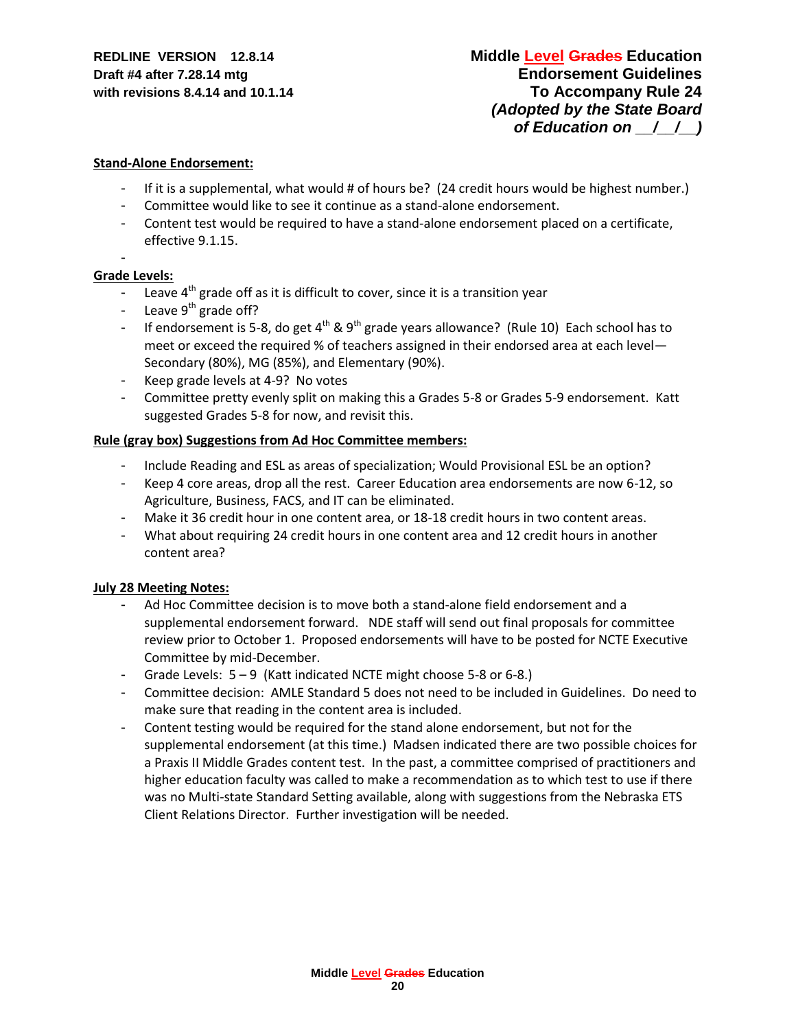**Stand-Alone Endorsement:**

- If it is a supplemental, what would # of hours be? (24 credit hours would be highest number.)
- Committee would like to see it continue as a stand-alone endorsement.
- Content test would be required to have a stand-alone endorsement placed on a certificate, effective 9.1.15.
-

**Grade Levels:**

- Leave 4th grade off as it is difficult to cover, since it is a transition year
- Leave 9th grade off?
- If endorsement is 5-8, do get 4th & 9th grade years allowance? (Rule 10) Each school has to meet or exceed the required % of teachers assigned in their endorsed area at each level—Secondary (80%), MG (85%), and Elementary (90%).
- Keep grade levels at 4-9? No votes
- Committee pretty evenly split on making this a Grades 5-8 or Grades 5-9 endorsement. Katt suggested Grades 5-8 for now, and revisit this.

**Rule (gray box) Suggestions from Ad Hoc Committee members:**

- Include Reading and ESL as areas of specialization; Would Provisional ESL be an option?
- Keep 4 core areas, drop all the rest. Career Education area endorsements are now 6-12, so Agriculture, Business, FACS, and IT can be eliminated.
- Make it 36 credit hour in one content area, or 18-18 credit hours in two content areas.
- What about requiring 24 credit hours in one content area and 12 credit hours in another content area?

**July 28 Meeting Notes:**

- Ad Hoc Committee decision is to move both a stand-alone field endorsement and a supplemental endorsement forward. NDE staff will send out final proposals for committee review prior to October 1. Proposed endorsements will have to be posted for NCTE Executive Committee by mid-December.
- Grade Levels: 5 – 9 (Katt indicated NCTE might choose 5-8 or 6-8.)
- Committee decision: AMLE Standard 5 does not need to be included in Guidelines. Do need to make sure that reading in the content area is included.
- Content testing would be required for the stand alone endorsement, but not for the supplemental endorsement (at this time.) Madsen indicated there are two possible choices for a Praxis II Middle Grades content test. In the past, a committee comprised of practitioners and higher education faculty was called to make a recommendation as to which test to use if there was no Multi-state Standard Setting available, along with suggestions from the Nebraska ETS Client Relations Director. Further investigation will be needed.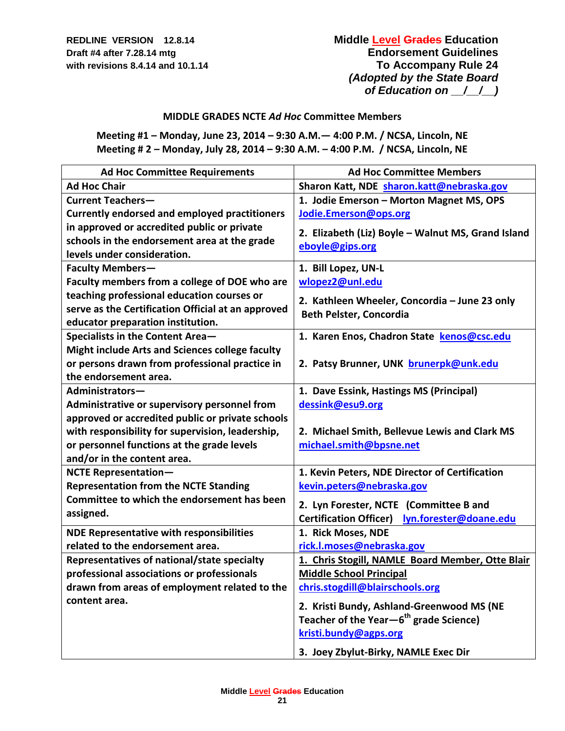**REDLINE VERSION 12.8.14**
**Draft #4 after 7.28.14 mtg**
**with revisions 8.4.14 and 10.1.14**

**Middle Level ~~Grades~~ Education**
**Endorsement Guidelines**
**To Accompany Rule 24**
***(Adopted by the State Board of Education on \_\_/\_\_/\_\_)***

### MIDDLE GRADES NCTE *Ad Hoc* Committee Members

**Meeting #1 – Monday, June 23, 2014 – 9:30 A.M.— 4:00 P.M. / NCSA, Lincoln, NE**
**Meeting # 2 – Monday, July 28, 2014 – 9:30 A.M. – 4:00 P.M. / NCSA, Lincoln, NE**

| Ad Hoc Committee Requirements | Ad Hoc Committee Members |
|---|---|
| **Ad Hoc Chair** | **Sharon Katt, NDE** sharon.katt@nebraska.gov |
| **Current Teachers—** Currently endorsed and employed practitioners in approved or accredited public or private schools in the endorsement area at the grade levels under consideration. | 1. Jodie Emerson – Morton Magnet MS, OPS Jodie.Emerson@ops.org<br>2. Elizabeth (Liz) Boyle – Walnut MS, Grand Island eboyle@gips.org |
| **Faculty Members—** Faculty members from a college of DOE who are teaching professional education courses or serve as the Certification Official at an approved educator preparation institution. | 1. Bill Lopez, UN-L wlopez2@unl.edu<br>2. Kathleen Wheeler, Concordia – June 23 only<br>Beth Pelster, Concordia |
| **Specialists in the Content Area—** Might include Arts and Sciences college faculty or persons drawn from professional practice in the endorsement area. | 1. Karen Enos, Chadron State kenos@csc.edu<br>2. Patsy Brunner, UNK brunerpk@unk.edu |
| **Administrators—** Administrative or supervisory personnel from approved or accredited public or private schools with responsibility for supervision, leadership, or personnel functions at the grade levels and/or in the content area. | 1. Dave Essink, Hastings MS (Principal) dessink@esu9.org<br>2. Michael Smith, Bellevue Lewis and Clark MS michael.smith@bpsne.net |
| **NCTE Representation—** Representation from the NCTE Standing Committee to which the endorsement has been assigned. | 1. Kevin Peters, NDE Director of Certification kevin.peters@nebraska.gov<br>2. Lyn Forester, NCTE (Committee B and Certification Officer) lyn.forester@doane.edu |
| **NDE Representative with responsibilities related to the endorsement area.** | 1. Rick Moses, NDE rick.l.moses@nebraska.gov |
| **Representatives of national/state specialty professional associations or professionals drawn from areas of employment related to the content area.** | <u>1. Chris Stogill, NAMLE Board Member, Otte Blair Middle School Principal</u> chris.stogdill@blairschools.org<br>2. Kristi Bundy, Ashland-Greenwood MS (NE Teacher of the Year—6th grade Science) kristi.bundy@agps.org<br>3. Joey Zbylut-Birky, NAMLE Exec Dir |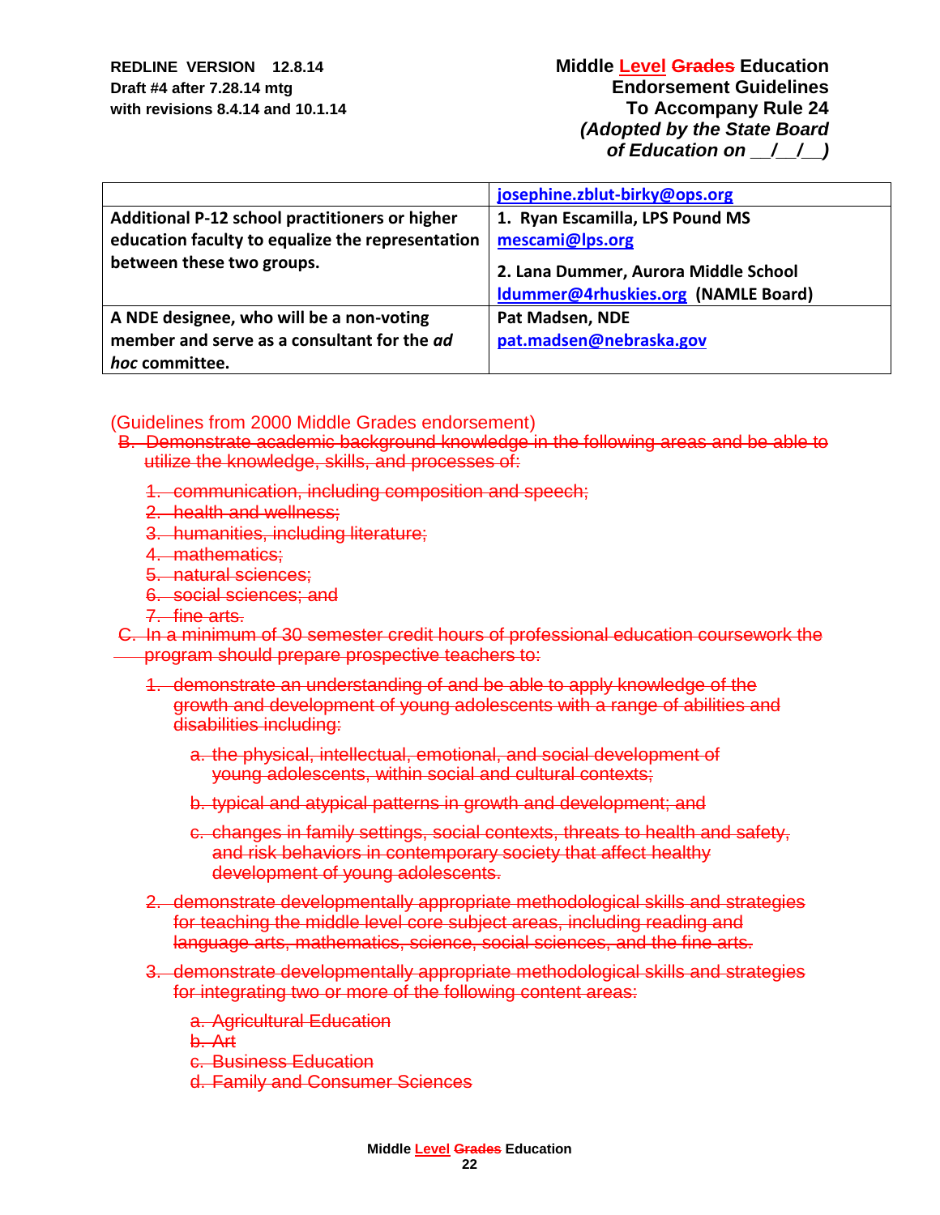| | |
|---|---|
| | josephine.zblut-birky@ops.org |
| **Additional P-12 school practitioners or higher education faculty to equalize the representation between these two groups.** | **1. Ryan Escamilla, LPS Pound MS** mescami@lps.org **2. Lana Dummer, Aurora Middle School** ldummer@4rhuskies.org **(NAMLE Board)** |
| **A NDE designee, who will be a non-voting member and serve as a consultant for the *ad hoc* committee.** | **Pat Madsen, NDE** pat.madsen@nebraska.gov |

(Guidelines from 2000 Middle Grades endorsement)

~~B. Demonstrate academic background knowledge in the following areas and be able to utilize the knowledge, skills, and processes of:~~

1. ~~communication, including composition and speech;~~
2. ~~health and wellness;~~
3. ~~humanities, including literature;~~
4. ~~mathematics;~~
5. ~~natural sciences;~~
6. ~~social sciences; and~~
7. ~~fine arts.~~

~~C. In a minimum of 30 semester credit hours of professional education coursework the program should prepare prospective teachers to:~~

1. ~~demonstrate an understanding of and be able to apply knowledge of the growth and development of young adolescents with a range of abilities and disabilities including:~~
   a. ~~the physical, intellectual, emotional, and social development of young adolescents, within social and cultural contexts;~~
   b. ~~typical and atypical patterns in growth and development; and~~
   c. ~~changes in family settings, social contexts, threats to health and safety, and risk behaviors in contemporary society that affect healthy development of young adolescents.~~
2. ~~demonstrate developmentally appropriate methodological skills and strategies for teaching the middle level core subject areas, including reading and language arts, mathematics, science, social sciences, and the fine arts.~~
3. ~~demonstrate developmentally appropriate methodological skills and strategies for integrating two or more of the following content areas:~~
   a. ~~Agricultural Education~~
   b. ~~Art~~
   c. ~~Business Education~~
   d. ~~Family and Consumer Sciences~~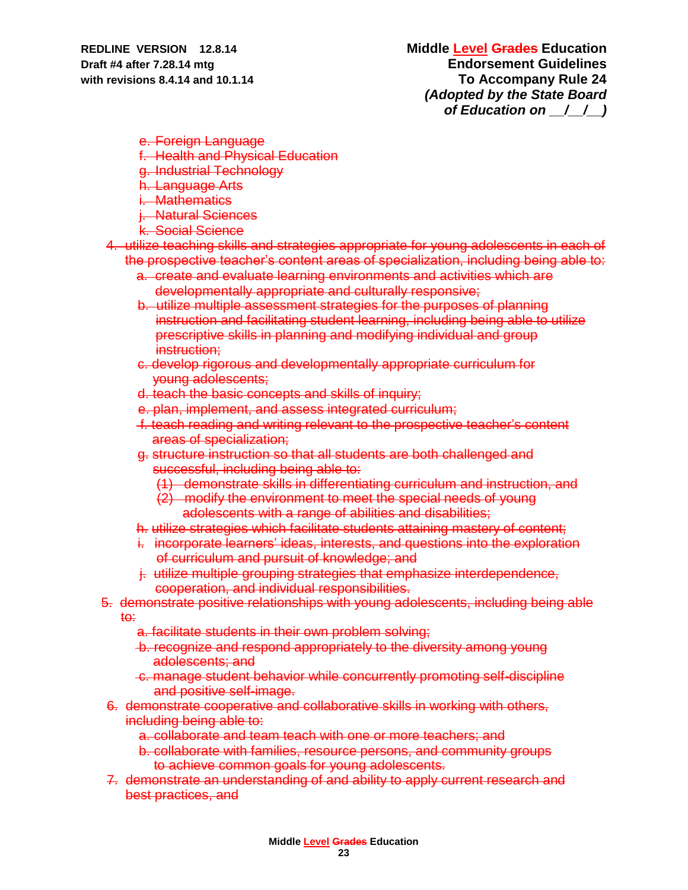~~e. Foreign Language~~
~~f. Health and Physical Education~~
~~g. Industrial Technology~~
~~h. Language Arts~~
~~i. Mathematics~~
~~j. Natural Sciences~~
~~k. Social Science~~

~~4. utilize teaching skills and strategies appropriate for young adolescents in each of the prospective teacher's content areas of specialization, including being able to:~~
   ~~a. create and evaluate learning environments and activities which are developmentally appropriate and culturally responsive;~~
   ~~b. utilize multiple assessment strategies for the purposes of planning instruction and facilitating student learning, including being able to utilize prescriptive skills in planning and modifying individual and group instruction;~~
   ~~c. develop rigorous and developmentally appropriate curriculum for young adolescents;~~
   ~~d. teach the basic concepts and skills of inquiry;~~
   ~~e. plan, implement, and assess integrated curriculum;~~
   ~~f. teach reading and writing relevant to the prospective teacher's content areas of specialization;~~
   ~~g. structure instruction so that all students are both challenged and successful, including being able to:~~
      ~~(1) demonstrate skills in differentiating curriculum and instruction, and~~
      ~~(2) modify the environment to meet the special needs of young adolescents with a range of abilities and disabilities;~~
   ~~h. utilize strategies which facilitate students attaining mastery of content;~~
   ~~i. incorporate learners' ideas, interests, and questions into the exploration of curriculum and pursuit of knowledge; and~~
   ~~j. utilize multiple grouping strategies that emphasize interdependence, cooperation, and individual responsibilities.~~

~~5. demonstrate positive relationships with young adolescents, including being able to:~~
   ~~a. facilitate students in their own problem solving;~~
   ~~b. recognize and respond appropriately to the diversity among young adolescents; and~~
   ~~c. manage student behavior while concurrently promoting self-discipline and positive self-image.~~

~~6. demonstrate cooperative and collaborative skills in working with others, including being able to:~~
   ~~a. collaborate and team teach with one or more teachers; and~~
   ~~b. collaborate with families, resource persons, and community groups to achieve common goals for young adolescents.~~

~~7. demonstrate an understanding of and ability to apply current research and best practices, and~~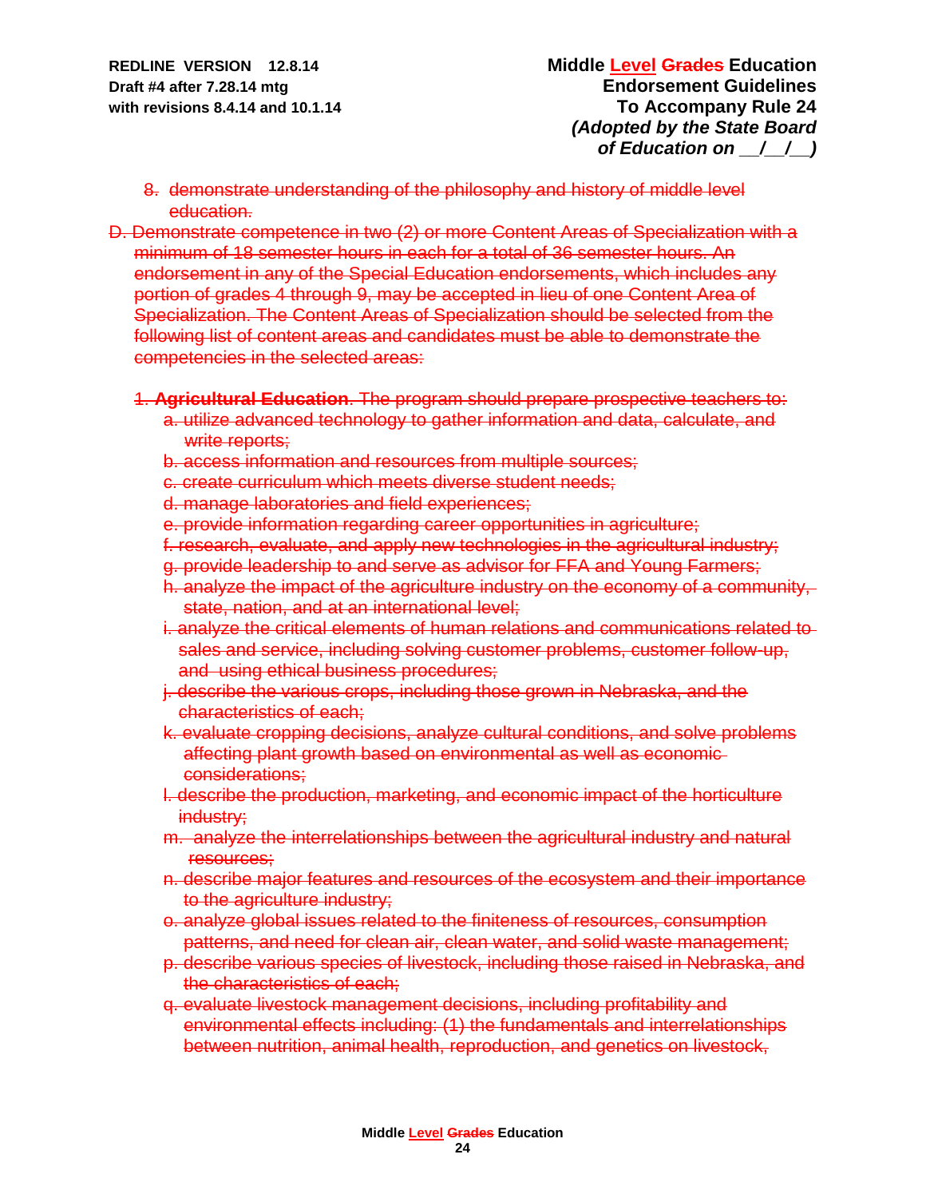8. ~~demonstrate understanding of the philosophy and history of middle level education.~~

~~D. Demonstrate competence in two (2) or more Content Areas of Specialization with a minimum of 18 semester hours in each for a total of 36 semester hours. An endorsement in any of the Special Education endorsements, which includes any portion of grades 4 through 9, may be accepted in lieu of one Content Area of Specialization. The Content Areas of Specialization should be selected from the following list of content areas and candidates must be able to demonstrate the competencies in the selected areas:~~

~~1. **Agricultural Education**. The program should prepare prospective teachers to:~~

- ~~a. utilize advanced technology to gather information and data, calculate, and write reports;~~
- ~~b. access information and resources from multiple sources;~~
- ~~c. create curriculum which meets diverse student needs;~~
- ~~d. manage laboratories and field experiences;~~
- ~~e. provide information regarding career opportunities in agriculture;~~
- ~~f. research, evaluate, and apply new technologies in the agricultural industry;~~
- ~~g. provide leadership to and serve as advisor for FFA and Young Farmers;~~
- ~~h. analyze the impact of the agriculture industry on the economy of a community, state, nation, and at an international level;~~
- ~~i. analyze the critical elements of human relations and communications related to sales and service, including solving customer problems, customer follow-up, and using ethical business procedures;~~
- ~~j. describe the various crops, including those grown in Nebraska, and the characteristics of each;~~
- ~~k. evaluate cropping decisions, analyze cultural conditions, and solve problems affecting plant growth based on environmental as well as economic considerations;~~
- ~~l. describe the production, marketing, and economic impact of the horticulture industry;~~
- ~~m. analyze the interrelationships between the agricultural industry and natural resources;~~
- ~~n. describe major features and resources of the ecosystem and their importance to the agriculture industry;~~
- ~~o. analyze global issues related to the finiteness of resources, consumption patterns, and need for clean air, clean water, and solid waste management;~~
- ~~p. describe various species of livestock, including those raised in Nebraska, and the characteristics of each;~~
- ~~q. evaluate livestock management decisions, including profitability and environmental effects including: (1) the fundamentals and interrelationships between nutrition, animal health, reproduction, and genetics on livestock,~~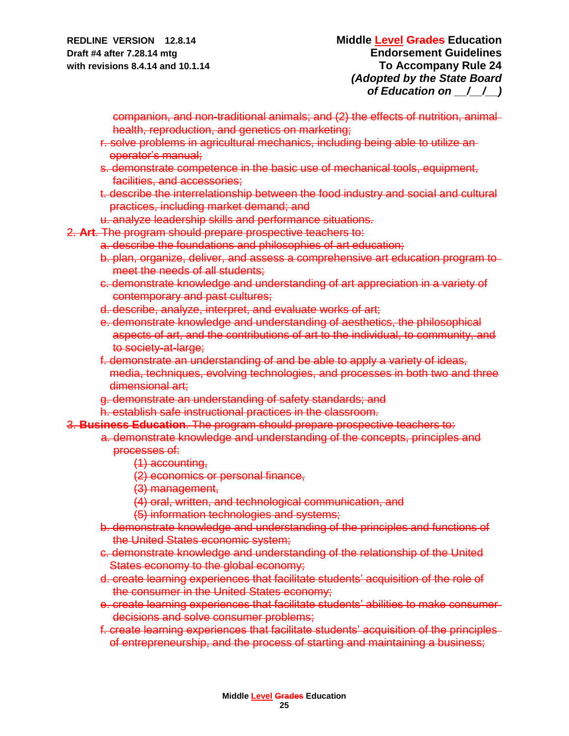~~companion, and non-traditional animals; and (2) the effects of nutrition, animal health, reproduction, and genetics on marketing;~~

~~r. solve problems in agricultural mechanics, including being able to utilize an operator's manual;~~

~~s. demonstrate competence in the basic use of mechanical tools, equipment, facilities, and accessories;~~

~~t. describe the interrelationship between the food industry and social and cultural practices, including market demand; and~~

~~u. analyze leadership skills and performance situations.~~

~~2. **Art**. The program should prepare prospective teachers to:~~

~~a. describe the foundations and philosophies of art education;~~

~~b. plan, organize, deliver, and assess a comprehensive art education program to meet the needs of all students;~~

~~c. demonstrate knowledge and understanding of art appreciation in a variety of contemporary and past cultures;~~

~~d. describe, analyze, interpret, and evaluate works of art;~~

~~e. demonstrate knowledge and understanding of aesthetics, the philosophical aspects of art, and the contributions of art to the individual, to community, and to society-at-large;~~

~~f. demonstrate an understanding of and be able to apply a variety of ideas, media, techniques, evolving technologies, and processes in both two and three dimensional art;~~

~~g. demonstrate an understanding of safety standards; and~~

~~h. establish safe instructional practices in the classroom.~~

~~3. **Business Education**. The program should prepare prospective teachers to:~~

~~a. demonstrate knowledge and understanding of the concepts, principles and processes of:~~

~~(1) accounting,~~

~~(2) economics or personal finance,~~

~~(3) management,~~

~~(4) oral, written, and technological communication, and~~

~~(5) information technologies and systems;~~

~~b. demonstrate knowledge and understanding of the principles and functions of the United States economic system;~~

~~c. demonstrate knowledge and understanding of the relationship of the United States economy to the global economy;~~

~~d. create learning experiences that facilitate students' acquisition of the role of the consumer in the United States economy;~~

~~e. create learning experiences that facilitate students' abilities to make consumer decisions and solve consumer problems;~~

~~f. create learning experiences that facilitate students' acquisition of the principles of entrepreneurship, and the process of starting and maintaining a business;~~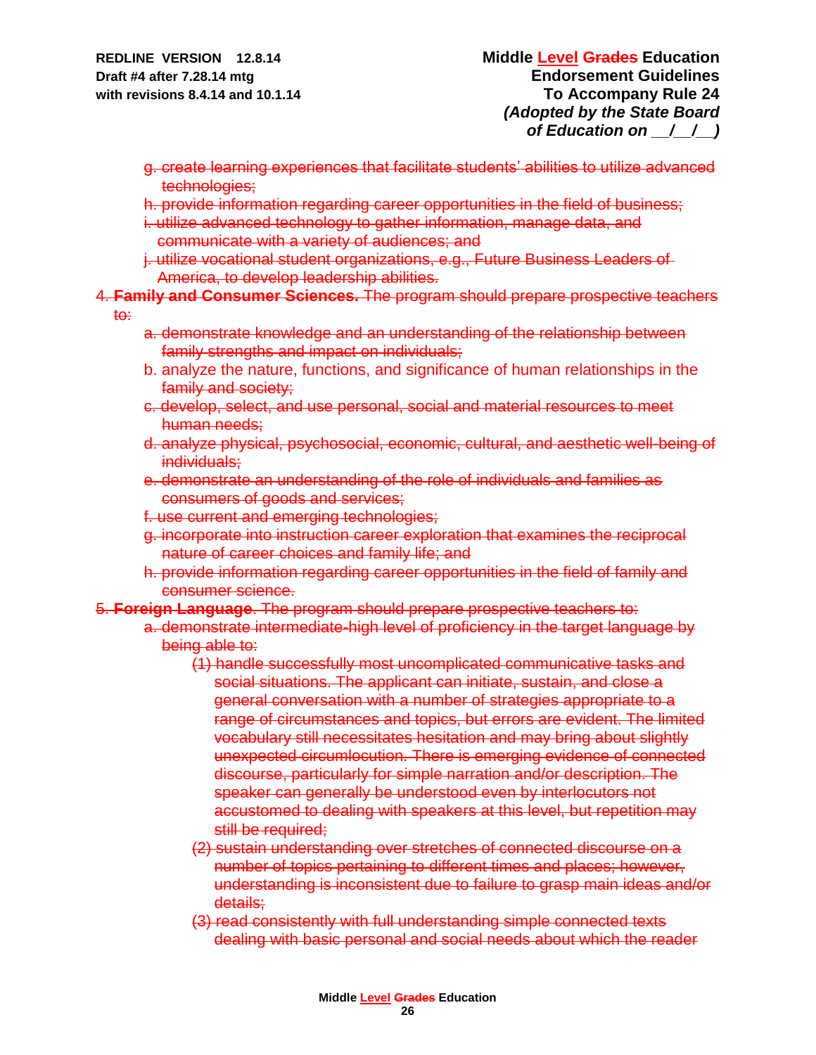g. create learning experiences that facilitate students' abilities to utilize advanced technologies;

h. provide information regarding career opportunities in the field of business;

i. utilize advanced technology to gather information, manage data, and communicate with a variety of audiences; and

j. utilize vocational student organizations, e.g., Future Business Leaders of America, to develop leadership abilities.

4. **Family and Consumer Sciences.** The program should prepare prospective teachers to:

   a. demonstrate knowledge and an understanding of the relationship between family strengths and impact on individuals;

   b. analyze the nature, functions, and significance of human relationships in the family and society;

   c. develop, select, and use personal, social and material resources to meet human needs;

   d. analyze physical, psychosocial, economic, cultural, and aesthetic well-being of individuals;

   e. demonstrate an understanding of the role of individuals and families as consumers of goods and services;

   f. use current and emerging technologies;

   g. incorporate into instruction career exploration that examines the reciprocal nature of career choices and family life; and

   h. provide information regarding career opportunities in the field of family and consumer science.

5. **Foreign Language**. The program should prepare prospective teachers to:

   a. demonstrate intermediate-high level of proficiency in the target language by being able to:

      (1) handle successfully most uncomplicated communicative tasks and social situations. The applicant can initiate, sustain, and close a general conversation with a number of strategies appropriate to a range of circumstances and topics, but errors are evident. The limited vocabulary still necessitates hesitation and may bring about slightly unexpected circumlocution. There is emerging evidence of connected discourse, particularly for simple narration and/or description. The speaker can generally be understood even by interlocutors not accustomed to dealing with speakers at this level, but repetition may still be required;

      (2) sustain understanding over stretches of connected discourse on a number of topics pertaining to different times and places; however, understanding is inconsistent due to failure to grasp main ideas and/or details;

      (3) read consistently with full understanding simple connected texts dealing with basic personal and social needs about which the reader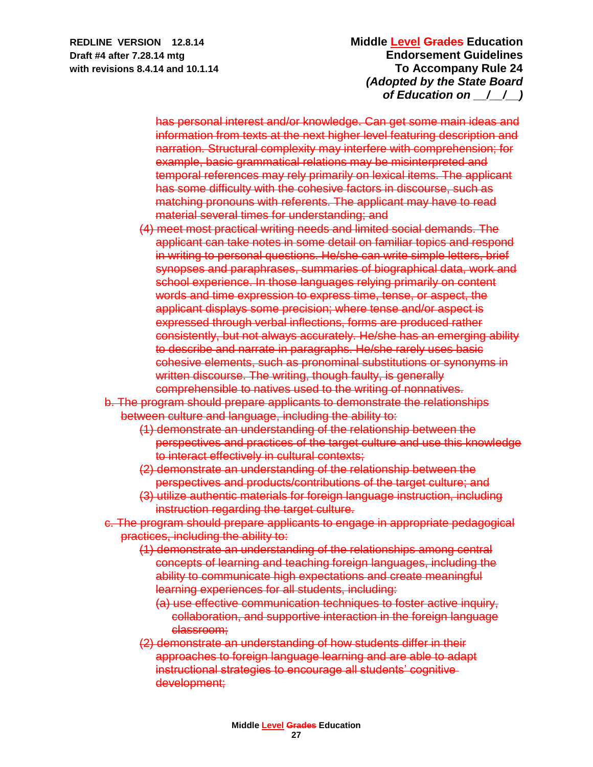~~has personal interest and/or knowledge. Can get some main ideas and information from texts at the next higher level featuring description and narration. Structural complexity may interfere with comprehension; for example, basic grammatical relations may be misinterpreted and temporal references may rely primarily on lexical items. The applicant has some difficulty with the cohesive factors in discourse, such as matching pronouns with referents. The applicant may have to read material several times for understanding; and~~

~~(4) meet most practical writing needs and limited social demands. The applicant can take notes in some detail on familiar topics and respond in writing to personal questions. He/she can write simple letters, brief synopses and paraphrases, summaries of biographical data, work and school experience. In those languages relying primarily on content words and time expression to express time, tense, or aspect, the applicant displays some precision; where tense and/or aspect is expressed through verbal inflections, forms are produced rather consistently, but not always accurately. He/she has an emerging ability to describe and narrate in paragraphs. He/she rarely uses basic cohesive elements, such as pronominal substitutions or synonyms in written discourse. The writing, though faulty, is generally comprehensible to natives used to the writing of nonnatives.~~

~~b. The program should prepare applicants to demonstrate the relationships between culture and language, including the ability to:~~

~~(1) demonstrate an understanding of the relationship between the perspectives and practices of the target culture and use this knowledge to interact effectively in cultural contexts;~~

~~(2) demonstrate an understanding of the relationship between the perspectives and products/contributions of the target culture; and~~

~~(3) utilize authentic materials for foreign language instruction, including instruction regarding the target culture.~~

~~c. The program should prepare applicants to engage in appropriate pedagogical practices, including the ability to:~~

~~(1) demonstrate an understanding of the relationships among central concepts of learning and teaching foreign languages, including the ability to communicate high expectations and create meaningful learning experiences for all students, including:~~

~~(a) use effective communication techniques to foster active inquiry, collaboration, and supportive interaction in the foreign language classroom;~~

~~(2) demonstrate an understanding of how students differ in their approaches to foreign language learning and are able to adapt instructional strategies to encourage all students' cognitive development;~~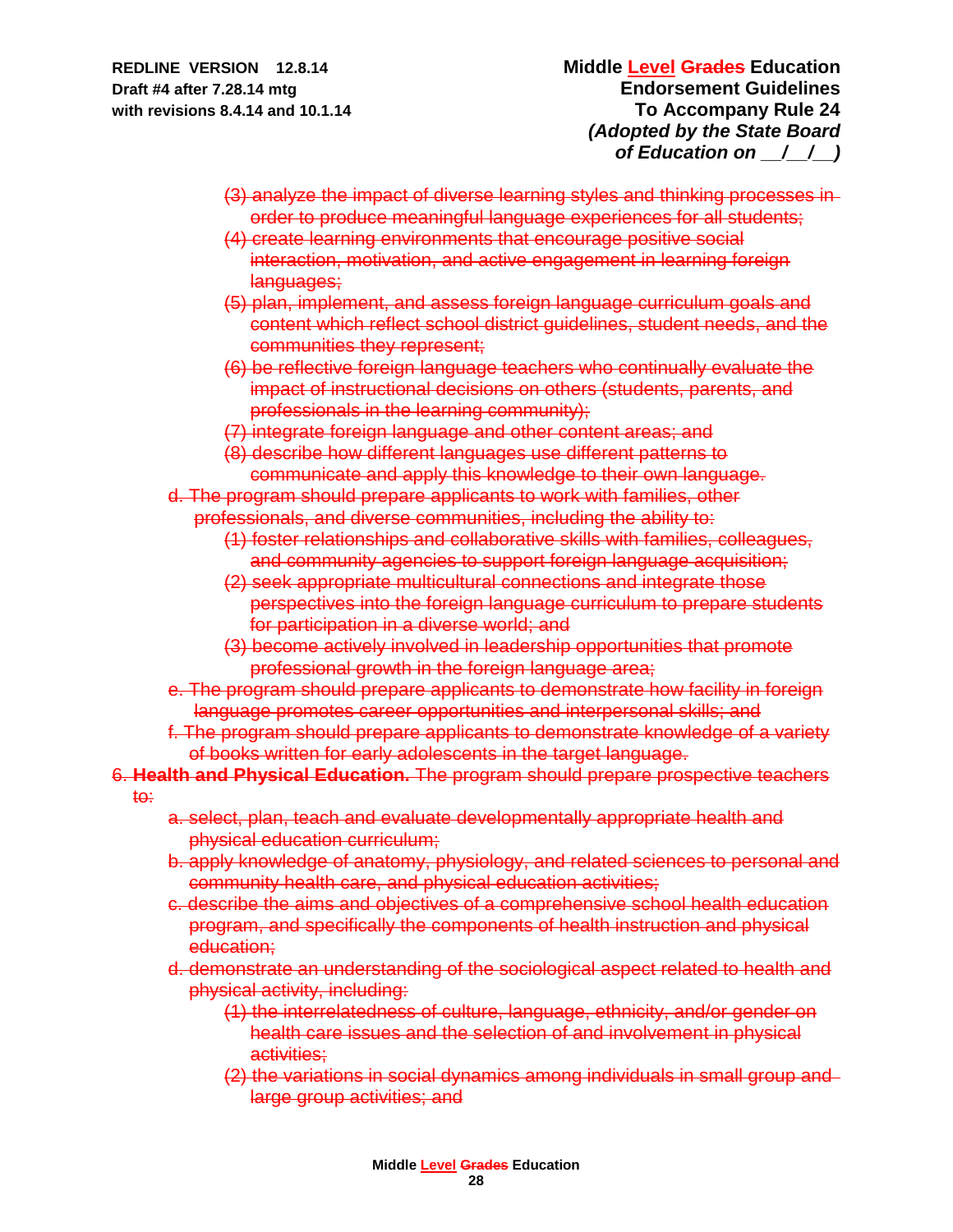(3) analyze the impact of diverse learning styles and thinking processes in order to produce meaningful language experiences for all students;

(4) create learning environments that encourage positive social interaction, motivation, and active engagement in learning foreign languages;

(5) plan, implement, and assess foreign language curriculum goals and content which reflect school district guidelines, student needs, and the communities they represent;

(6) be reflective foreign language teachers who continually evaluate the impact of instructional decisions on others (students, parents, and professionals in the learning community);

(7) integrate foreign language and other content areas; and

(8) describe how different languages use different patterns to communicate and apply this knowledge to their own language.

d. The program should prepare applicants to work with families, other professionals, and diverse communities, including the ability to:

(1) foster relationships and collaborative skills with families, colleagues, and community agencies to support foreign language acquisition;

(2) seek appropriate multicultural connections and integrate those perspectives into the foreign language curriculum to prepare students for participation in a diverse world; and

(3) become actively involved in leadership opportunities that promote professional growth in the foreign language area;

e. The program should prepare applicants to demonstrate how facility in foreign language promotes career opportunities and interpersonal skills; and

f. The program should prepare applicants to demonstrate knowledge of a variety of books written for early adolescents in the target language.

6. **Health and Physical Education.** The program should prepare prospective teachers to:

a. select, plan, teach and evaluate developmentally appropriate health and physical education curriculum;

b. apply knowledge of anatomy, physiology, and related sciences to personal and community health care, and physical education activities;

c. describe the aims and objectives of a comprehensive school health education program, and specifically the components of health instruction and physical education;

d. demonstrate an understanding of the sociological aspect related to health and physical activity, including:

(1) the interrelatedness of culture, language, ethnicity, and/or gender on health care issues and the selection of and involvement in physical activities;

(2) the variations in social dynamics among individuals in small group and large group activities; and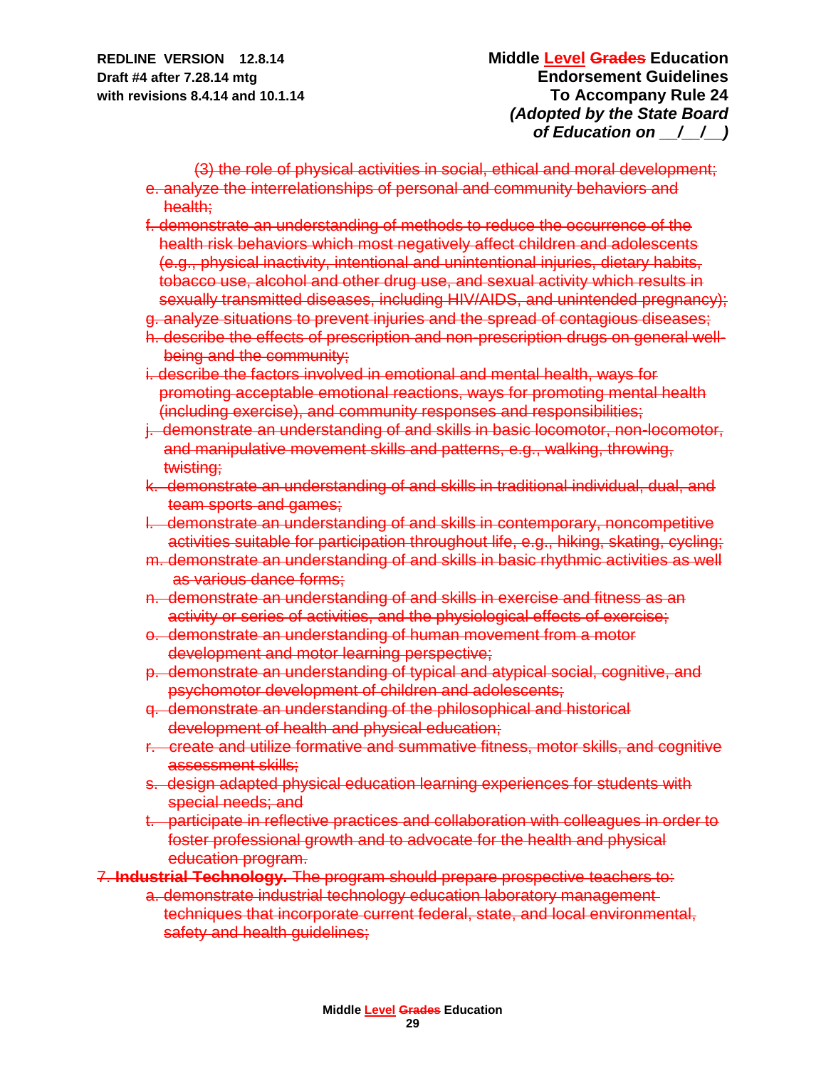~~(3) the role of physical activities in social, ethical and moral development;~~

~~e. analyze the interrelationships of personal and community behaviors and health;~~

~~f. demonstrate an understanding of methods to reduce the occurrence of the health risk behaviors which most negatively affect children and adolescents (e.g., physical inactivity, intentional and unintentional injuries, dietary habits, tobacco use, alcohol and other drug use, and sexual activity which results in sexually transmitted diseases, including HIV/AIDS, and unintended pregnancy);~~

~~g. analyze situations to prevent injuries and the spread of contagious diseases;~~

~~h. describe the effects of prescription and non-prescription drugs on general well-being and the community;~~

~~i. describe the factors involved in emotional and mental health, ways for promoting acceptable emotional reactions, ways for promoting mental health (including exercise), and community responses and responsibilities;~~

~~j. demonstrate an understanding of and skills in basic locomotor, non-locomotor, and manipulative movement skills and patterns, e.g., walking, throwing, twisting;~~

~~k. demonstrate an understanding of and skills in traditional individual, dual, and team sports and games;~~

~~l. demonstrate an understanding of and skills in contemporary, noncompetitive activities suitable for participation throughout life, e.g., hiking, skating, cycling;~~

~~m. demonstrate an understanding of and skills in basic rhythmic activities as well as various dance forms;~~

~~n. demonstrate an understanding of and skills in exercise and fitness as an activity or series of activities, and the physiological effects of exercise;~~

~~o. demonstrate an understanding of human movement from a motor development and motor learning perspective;~~

~~p. demonstrate an understanding of typical and atypical social, cognitive, and psychomotor development of children and adolescents;~~

~~q. demonstrate an understanding of the philosophical and historical development of health and physical education;~~

~~r. create and utilize formative and summative fitness, motor skills, and cognitive assessment skills;~~

~~s. design adapted physical education learning experiences for students with special needs; and~~

~~t. participate in reflective practices and collaboration with colleagues in order to foster professional growth and to advocate for the health and physical education program.~~

~~7. **Industrial Technology.** The program should prepare prospective teachers to:~~

~~a. demonstrate industrial technology education laboratory management techniques that incorporate current federal, state, and local environmental, safety and health guidelines;~~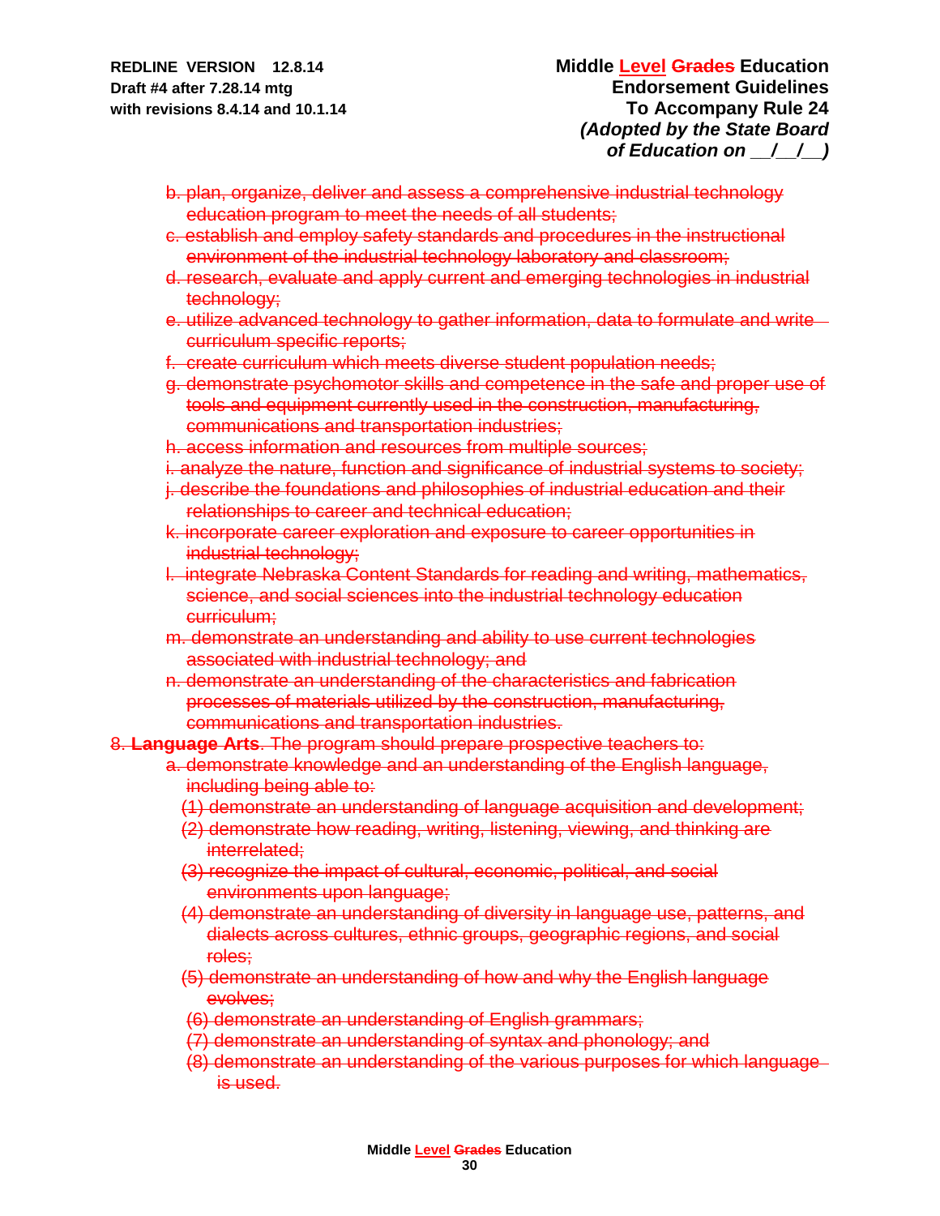~~b. plan, organize, deliver and assess a comprehensive industrial technology education program to meet the needs of all students;~~

~~c. establish and employ safety standards and procedures in the instructional environment of the industrial technology laboratory and classroom;~~

~~d. research, evaluate and apply current and emerging technologies in industrial technology;~~

~~e. utilize advanced technology to gather information, data to formulate and write curriculum specific reports;~~

~~f. create curriculum which meets diverse student population needs;~~

~~g. demonstrate psychomotor skills and competence in the safe and proper use of tools and equipment currently used in the construction, manufacturing, communications and transportation industries;~~

~~h. access information and resources from multiple sources;~~

~~i. analyze the nature, function and significance of industrial systems to society;~~

~~j. describe the foundations and philosophies of industrial education and their relationships to career and technical education;~~

~~k. incorporate career exploration and exposure to career opportunities in industrial technology;~~

~~l. integrate Nebraska Content Standards for reading and writing, mathematics, science, and social sciences into the industrial technology education curriculum;~~

~~m. demonstrate an understanding and ability to use current technologies associated with industrial technology; and~~

~~n. demonstrate an understanding of the characteristics and fabrication processes of materials utilized by the construction, manufacturing, communications and transportation industries.~~

~~8. **Language Arts**. The program should prepare prospective teachers to:~~

~~a. demonstrate knowledge and an understanding of the English language, including being able to:~~

~~(1) demonstrate an understanding of language acquisition and development;~~

~~(2) demonstrate how reading, writing, listening, viewing, and thinking are interrelated;~~

~~(3) recognize the impact of cultural, economic, political, and social environments upon language;~~

~~(4) demonstrate an understanding of diversity in language use, patterns, and dialects across cultures, ethnic groups, geographic regions, and social roles;~~

~~(5) demonstrate an understanding of how and why the English language evolves;~~

~~(6) demonstrate an understanding of English grammars;~~

~~(7) demonstrate an understanding of syntax and phonology; and~~

~~(8) demonstrate an understanding of the various purposes for which language is used.~~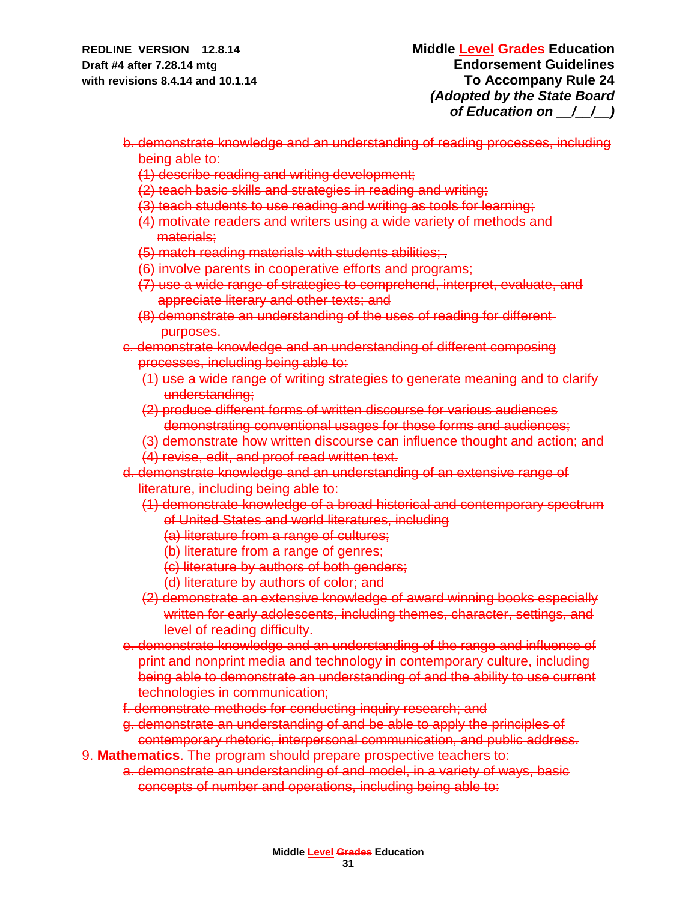~~b. demonstrate knowledge and an understanding of reading processes, including being able to:~~

~~(1) describe reading and writing development;~~

~~(2) teach basic skills and strategies in reading and writing;~~

~~(3) teach students to use reading and writing as tools for learning;~~

~~(4) motivate readers and writers using a wide variety of methods and materials;~~

~~(5) match reading materials with students abilities;~~ .

~~(6) involve parents in cooperative efforts and programs;~~

~~(7) use a wide range of strategies to comprehend, interpret, evaluate, and appreciate literary and other texts; and~~

~~(8) demonstrate an understanding of the uses of reading for different purposes.~~

~~c. demonstrate knowledge and an understanding of different composing processes, including being able to:~~

~~(1) use a wide range of writing strategies to generate meaning and to clarify understanding;~~

~~(2) produce different forms of written discourse for various audiences demonstrating conventional usages for those forms and audiences;~~

~~(3) demonstrate how written discourse can influence thought and action; and~~

~~(4) revise, edit, and proof read written text.~~

~~d. demonstrate knowledge and an understanding of an extensive range of literature, including being able to:~~

~~(1) demonstrate knowledge of a broad historical and contemporary spectrum of United States and world literatures, including~~

~~(a) literature from a range of cultures;~~

~~(b) literature from a range of genres;~~

~~(c) literature by authors of both genders;~~

~~(d) literature by authors of color; and~~

~~(2) demonstrate an extensive knowledge of award winning books especially written for early adolescents, including themes, character, settings, and level of reading difficulty.~~

~~e. demonstrate knowledge and an understanding of the range and influence of print and nonprint media and technology in contemporary culture, including being able to demonstrate an understanding of and the ability to use current technologies in communication;~~

~~f. demonstrate methods for conducting inquiry research; and~~

~~g. demonstrate an understanding of and be able to apply the principles of contemporary rhetoric, interpersonal communication, and public address.~~

~~9. **Mathematics**. The program should prepare prospective teachers to:~~

~~a. demonstrate an understanding of and model, in a variety of ways, basic concepts of number and operations, including being able to:~~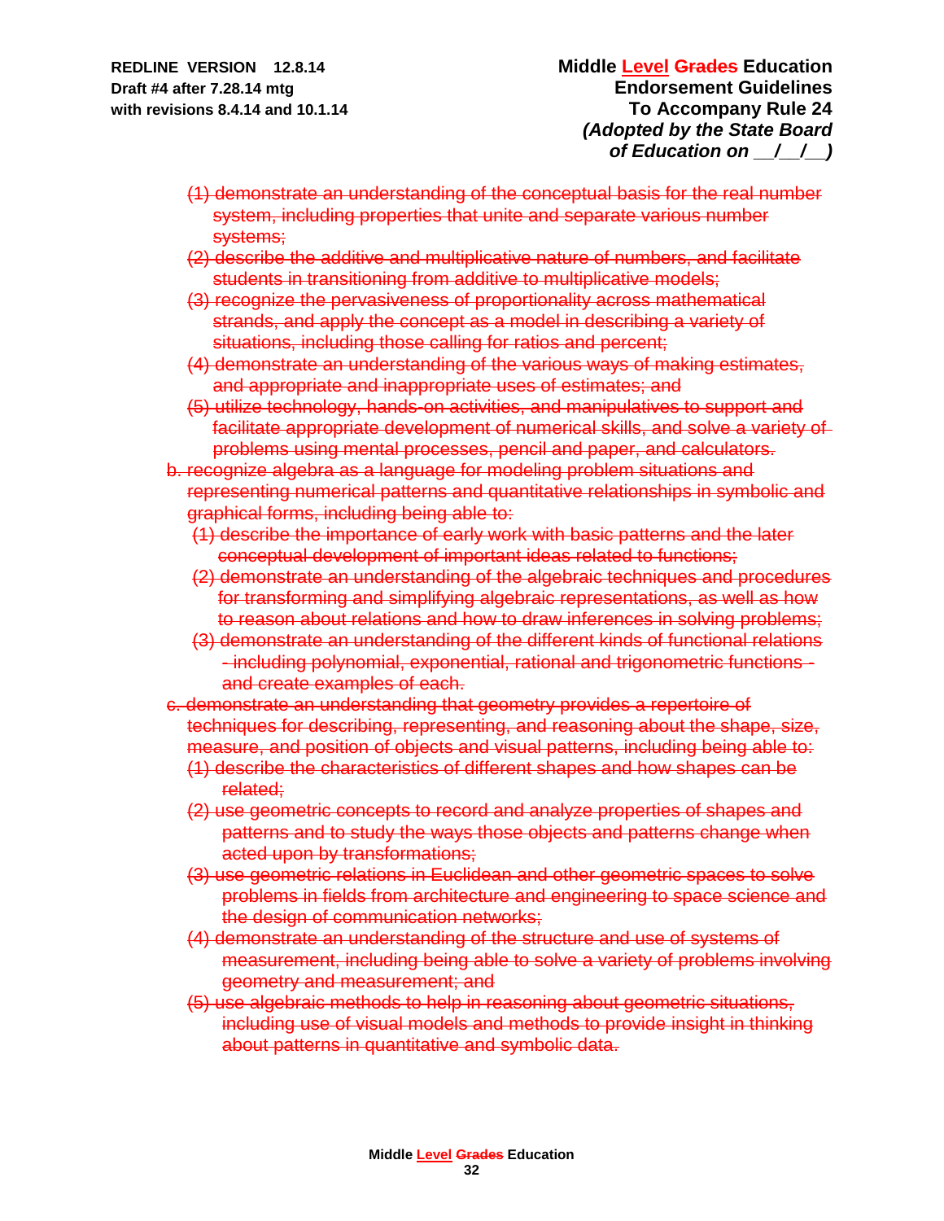~~(1) demonstrate an understanding of the conceptual basis for the real number system, including properties that unite and separate various number systems;~~

~~(2) describe the additive and multiplicative nature of numbers, and facilitate students in transitioning from additive to multiplicative models;~~

~~(3) recognize the pervasiveness of proportionality across mathematical strands, and apply the concept as a model in describing a variety of situations, including those calling for ratios and percent;~~

~~(4) demonstrate an understanding of the various ways of making estimates, and appropriate and inappropriate uses of estimates; and~~

~~(5) utilize technology, hands-on activities, and manipulatives to support and facilitate appropriate development of numerical skills, and solve a variety of problems using mental processes, pencil and paper, and calculators.~~

~~b. recognize algebra as a language for modeling problem situations and representing numerical patterns and quantitative relationships in symbolic and graphical forms, including being able to:~~

~~(1) describe the importance of early work with basic patterns and the later conceptual development of important ideas related to functions;~~

~~(2) demonstrate an understanding of the algebraic techniques and procedures for transforming and simplifying algebraic representations, as well as how to reason about relations and how to draw inferences in solving problems;~~

~~(3) demonstrate an understanding of the different kinds of functional relations - including polynomial, exponential, rational and trigonometric functions - and create examples of each.~~

~~c. demonstrate an understanding that geometry provides a repertoire of techniques for describing, representing, and reasoning about the shape, size, measure, and position of objects and visual patterns, including being able to:~~

~~(1) describe the characteristics of different shapes and how shapes can be related;~~

~~(2) use geometric concepts to record and analyze properties of shapes and patterns and to study the ways those objects and patterns change when acted upon by transformations;~~

~~(3) use geometric relations in Euclidean and other geometric spaces to solve problems in fields from architecture and engineering to space science and the design of communication networks;~~

~~(4) demonstrate an understanding of the structure and use of systems of measurement, including being able to solve a variety of problems involving geometry and measurement; and~~

~~(5) use algebraic methods to help in reasoning about geometric situations, including use of visual models and methods to provide insight in thinking about patterns in quantitative and symbolic data.~~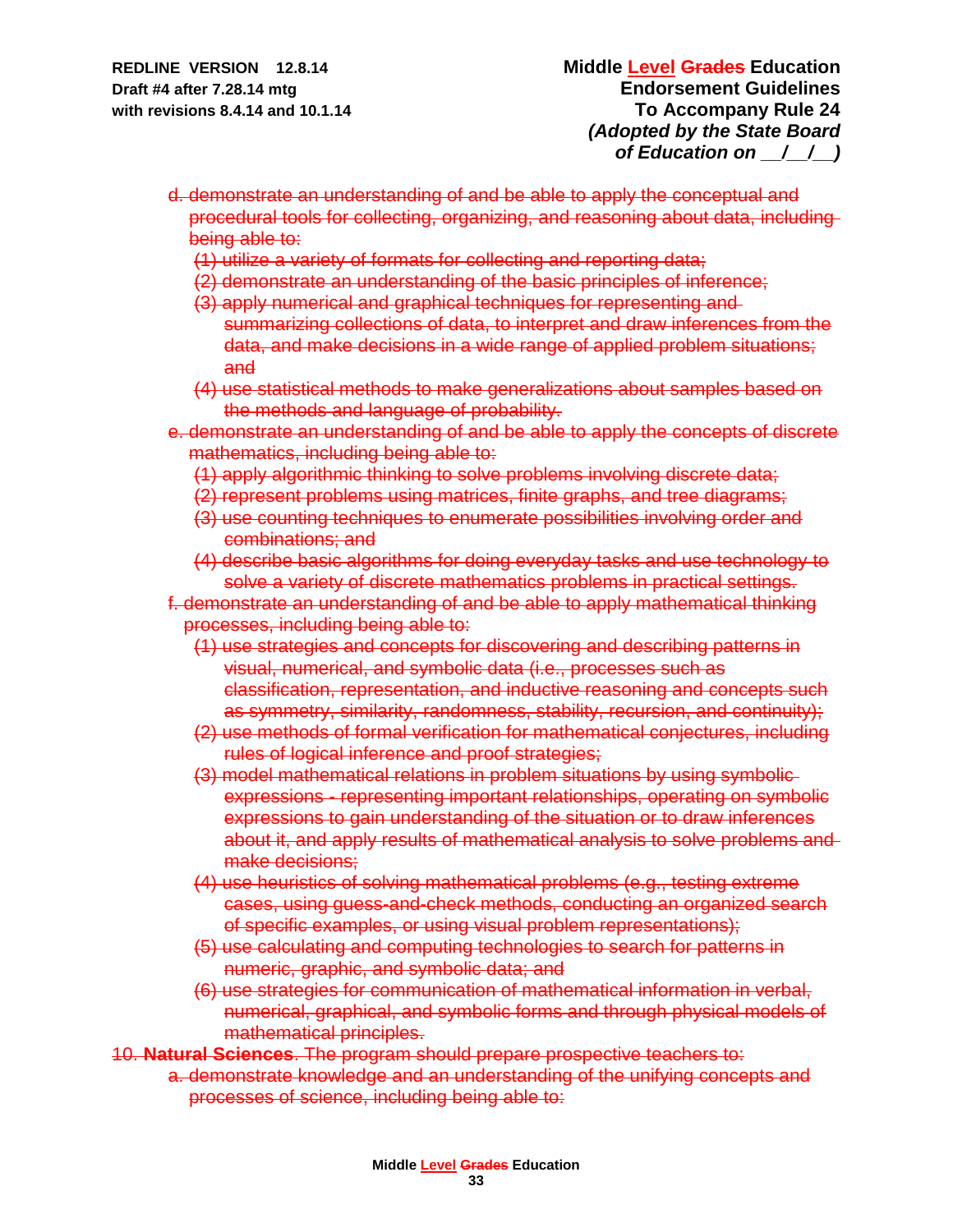d. demonstrate an understanding of and be able to apply the conceptual and procedural tools for collecting, organizing, and reasoning about data, including being able to:

(1) utilize a variety of formats for collecting and reporting data;

(2) demonstrate an understanding of the basic principles of inference;

(3) apply numerical and graphical techniques for representing and summarizing collections of data, to interpret and draw inferences from the data, and make decisions in a wide range of applied problem situations; and

(4) use statistical methods to make generalizations about samples based on the methods and language of probability.

e. demonstrate an understanding of and be able to apply the concepts of discrete mathematics, including being able to:

(1) apply algorithmic thinking to solve problems involving discrete data;

(2) represent problems using matrices, finite graphs, and tree diagrams;

(3) use counting techniques to enumerate possibilities involving order and combinations; and

(4) describe basic algorithms for doing everyday tasks and use technology to solve a variety of discrete mathematics problems in practical settings.

f. demonstrate an understanding of and be able to apply mathematical thinking processes, including being able to:

(1) use strategies and concepts for discovering and describing patterns in visual, numerical, and symbolic data (i.e., processes such as classification, representation, and inductive reasoning and concepts such as symmetry, similarity, randomness, stability, recursion, and continuity);

(2) use methods of formal verification for mathematical conjectures, including rules of logical inference and proof strategies;

(3) model mathematical relations in problem situations by using symbolic expressions - representing important relationships, operating on symbolic expressions to gain understanding of the situation or to draw inferences about it, and apply results of mathematical analysis to solve problems and make decisions;

(4) use heuristics of solving mathematical problems (e.g., testing extreme cases, using guess-and-check methods, conducting an organized search of specific examples, or using visual problem representations);

(5) use calculating and computing technologies to search for patterns in numeric, graphic, and symbolic data; and

(6) use strategies for communication of mathematical information in verbal, numerical, graphical, and symbolic forms and through physical models of mathematical principles.

10. **Natural Sciences**. The program should prepare prospective teachers to:

a. demonstrate knowledge and an understanding of the unifying concepts and processes of science, including being able to: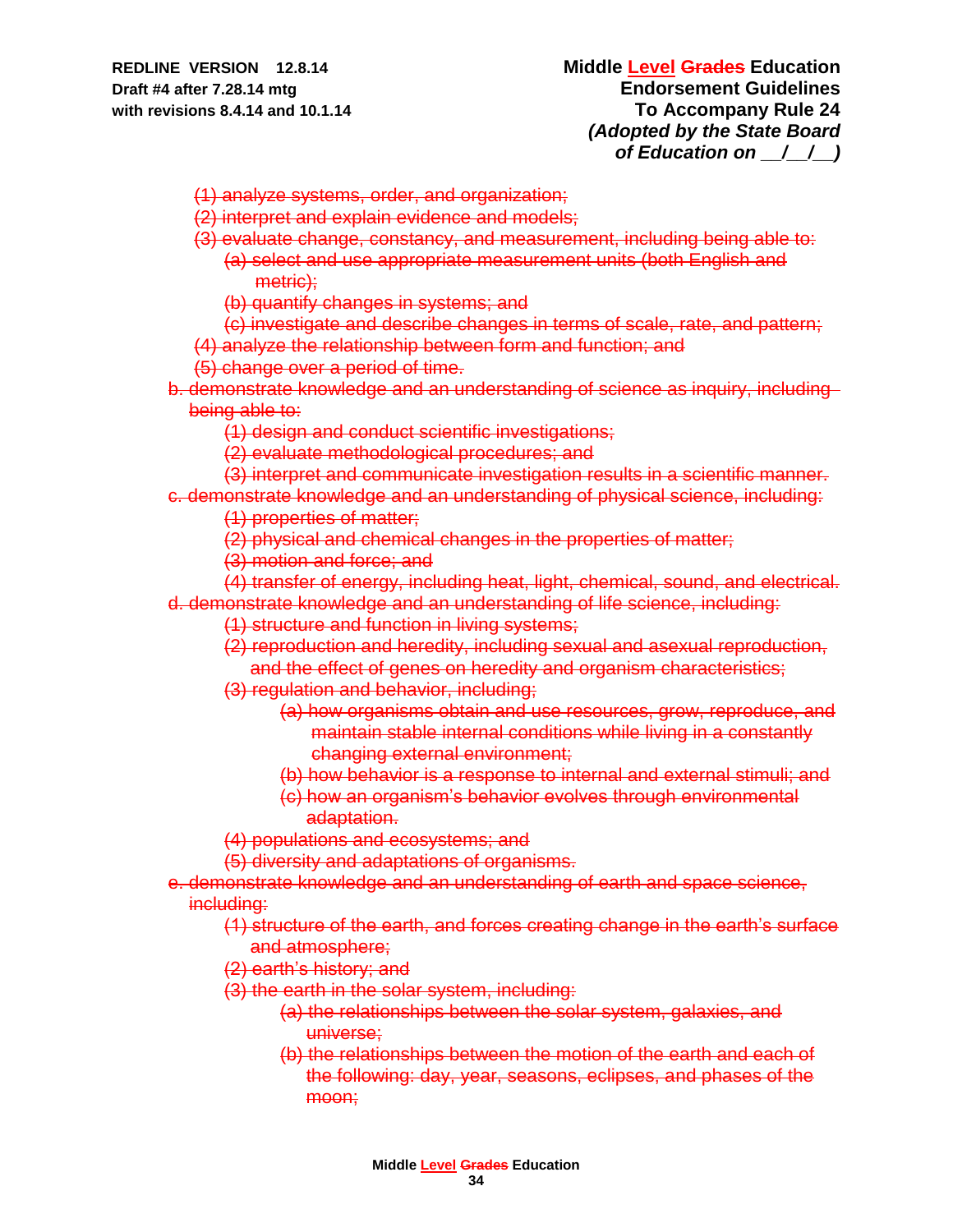~~(1) analyze systems, order, and organization;~~

~~(2) interpret and explain evidence and models;~~

~~(3) evaluate change, constancy, and measurement, including being able to:~~

~~(a) select and use appropriate measurement units (both English and metric);~~

~~(b) quantify changes in systems; and~~

~~(c) investigate and describe changes in terms of scale, rate, and pattern;~~

~~(4) analyze the relationship between form and function; and~~

~~(5) change over a period of time.~~

~~b. demonstrate knowledge and an understanding of science as inquiry, including being able to:~~

~~(1) design and conduct scientific investigations;~~

~~(2) evaluate methodological procedures; and~~

~~(3) interpret and communicate investigation results in a scientific manner.~~

~~c. demonstrate knowledge and an understanding of physical science, including:~~

~~(1) properties of matter;~~

~~(2) physical and chemical changes in the properties of matter;~~

~~(3) motion and force; and~~

~~(4) transfer of energy, including heat, light, chemical, sound, and electrical.~~

~~d. demonstrate knowledge and an understanding of life science, including:~~

~~(1) structure and function in living systems;~~

~~(2) reproduction and heredity, including sexual and asexual reproduction, and the effect of genes on heredity and organism characteristics;~~

~~(3) regulation and behavior, including;~~

~~(a) how organisms obtain and use resources, grow, reproduce, and maintain stable internal conditions while living in a constantly changing external environment;~~

~~(b) how behavior is a response to internal and external stimuli; and~~

~~(c) how an organism's behavior evolves through environmental adaptation.~~

~~(4) populations and ecosystems; and~~

~~(5) diversity and adaptations of organisms.~~

~~e. demonstrate knowledge and an understanding of earth and space science, including:~~

~~(1) structure of the earth, and forces creating change in the earth's surface and atmosphere;~~

~~(2) earth's history; and~~

~~(3) the earth in the solar system, including:~~

~~(a) the relationships between the solar system, galaxies, and universe;~~

~~(b) the relationships between the motion of the earth and each of the following: day, year, seasons, eclipses, and phases of the moon;~~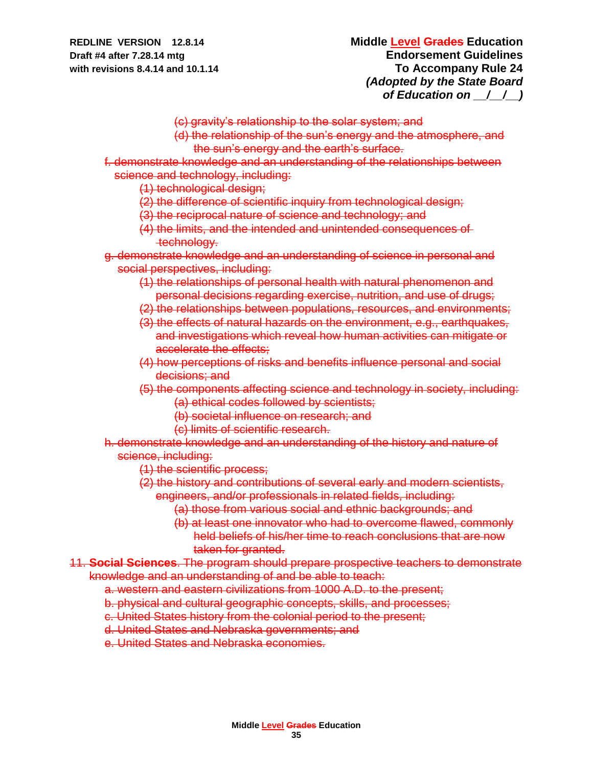~~(c) gravity's relationship to the solar system; and~~

~~(d) the relationship of the sun's energy and the atmosphere, and the sun's energy and the earth's surface.~~

~~f. demonstrate knowledge and an understanding of the relationships between science and technology, including:~~

~~(1) technological design;~~

~~(2) the difference of scientific inquiry from technological design;~~

~~(3) the reciprocal nature of science and technology; and~~

~~(4) the limits, and the intended and unintended consequences of technology.~~

~~g. demonstrate knowledge and an understanding of science in personal and social perspectives, including:~~

~~(1) the relationships of personal health with natural phenomenon and personal decisions regarding exercise, nutrition, and use of drugs;~~

~~(2) the relationships between populations, resources, and environments;~~

~~(3) the effects of natural hazards on the environment, e.g., earthquakes, and investigations which reveal how human activities can mitigate or accelerate the effects;~~

~~(4) how perceptions of risks and benefits influence personal and social decisions; and~~

~~(5) the components affecting science and technology in society, including:~~

~~(a) ethical codes followed by scientists;~~

~~(b) societal influence on research; and~~

~~(c) limits of scientific research.~~

~~h. demonstrate knowledge and an understanding of the history and nature of science, including:~~

~~(1) the scientific process;~~

~~(2) the history and contributions of several early and modern scientists, engineers, and/or professionals in related fields, including:~~

~~(a) those from various social and ethnic backgrounds; and~~

~~(b) at least one innovator who had to overcome flawed, commonly held beliefs of his/her time to reach conclusions that are now taken for granted.~~

~~11. **Social Sciences**. The program should prepare prospective teachers to demonstrate knowledge and an understanding of and be able to teach:~~

~~a. western and eastern civilizations from 1000 A.D. to the present;~~

~~b. physical and cultural geographic concepts, skills, and processes;~~

~~c. United States history from the colonial period to the present;~~

~~d. United States and Nebraska governments; and~~

~~e. United States and Nebraska economies.~~